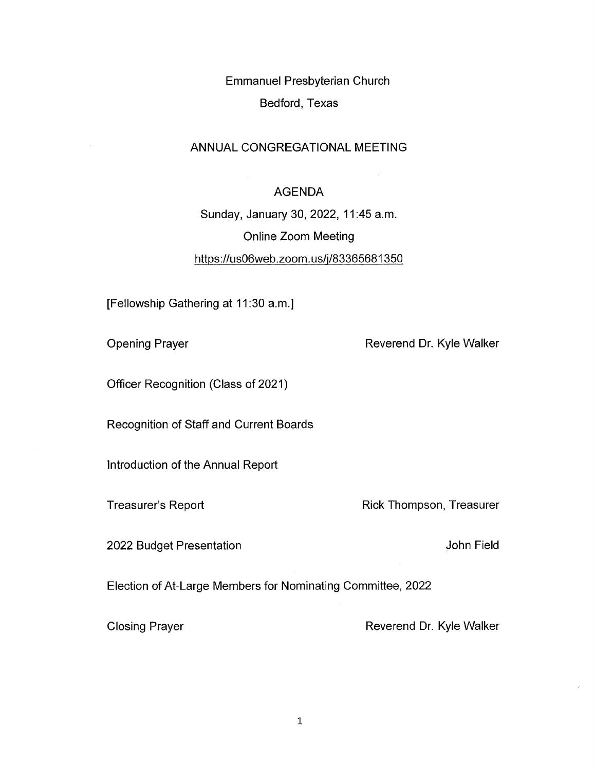Emmanuel Presbyterian Church

Bedford, Texas

# ANNUAL CONGREGATIONAL MEETING

## AGENDA

Sunday, January 30, 2022, 11:45 a.m.

Online Zoom Meeting

https://us06web.zoom.us/j/83365681350

[Fellowship Gathering at 11:30 a.m.]

| | |
|---|---|
| Opening Prayer | Reverend Dr. Kyle Walker |
| Officer Recognition (Class of 2021) | |
| Recognition of Staff and Current Boards | |
| Introduction of the Annual Report | |
| Treasurer's Report | Rick Thompson, Treasurer |
| 2022 Budget Presentation | John Field |
| Election of At-Large Members for Nominating Committee, 2022 | |
| Closing Prayer | Reverend Dr. Kyle Walker |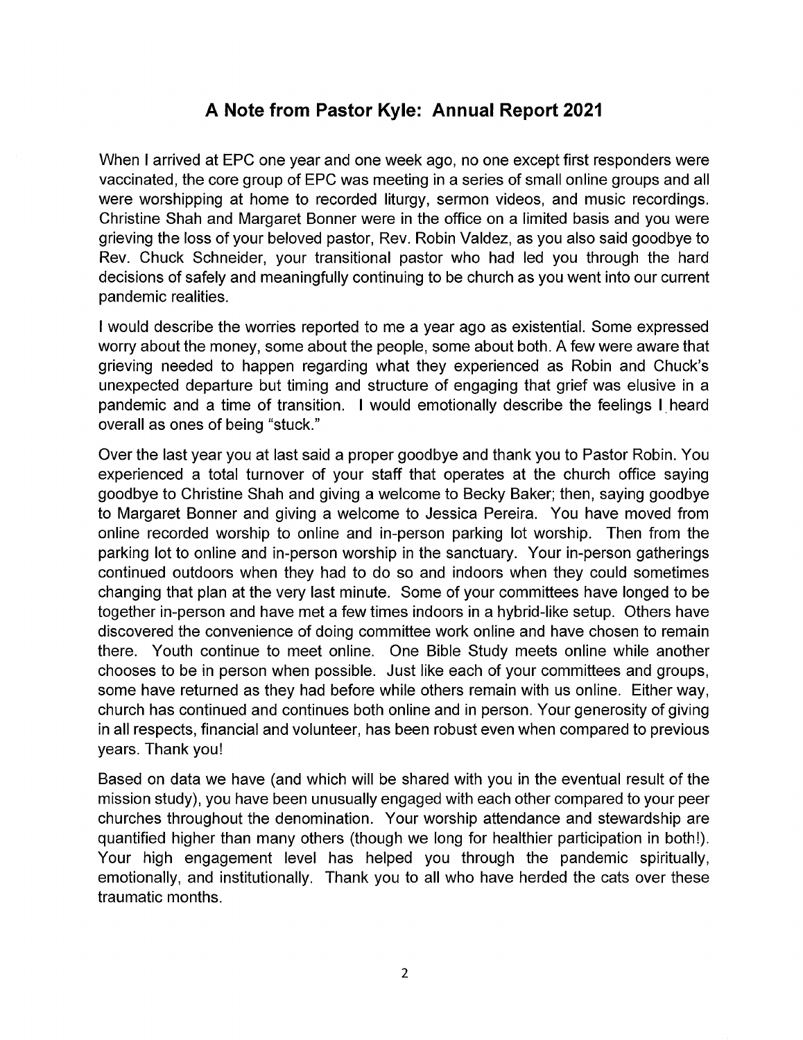## A Note from Pastor Kyle: Annual Report 2021

When I arrived at EPC one year and one week ago, no one except first responders were vaccinated, the core group of EPC was meeting in a series of small online groups and all were worshipping at home to recorded liturgy, sermon videos, and music recordings. Christine Shah and Margaret Bonner were in the office on a limited basis and you were grieving the loss of your beloved pastor, Rev. Robin Valdez, as you also said goodbye to Rev. Chuck Schneider, your transitional pastor who had led you through the hard decisions of safely and meaningfully continuing to be church as you went into our current pandemic realities.

I would describe the worries reported to me a year ago as existential. Some expressed worry about the money, some about the people, some about both. A few were aware that grieving needed to happen regarding what they experienced as Robin and Chuck's unexpected departure but timing and structure of engaging that grief was elusive in a pandemic and a time of transition. I would emotionally describe the feelings I heard overall as ones of being "stuck."

Over the last year you at last said a proper goodbye and thank you to Pastor Robin. You experienced a total turnover of your staff that operates at the church office saying goodbye to Christine Shah and giving a welcome to Becky Baker; then, saying goodbye to Margaret Bonner and giving a welcome to Jessica Pereira. You have moved from online recorded worship to online and in-person parking lot worship. Then from the parking lot to online and in-person worship in the sanctuary. Your in-person gatherings continued outdoors when they had to do so and indoors when they could sometimes changing that plan at the very last minute. Some of your committees have longed to be together in-person and have met a few times indoors in a hybrid-like setup. Others have discovered the convenience of doing committee work online and have chosen to remain there. Youth continue to meet online. One Bible Study meets online while another chooses to be in person when possible. Just like each of your committees and groups, some have returned as they had before while others remain with us online. Either way, church has continued and continues both online and in person. Your generosity of giving in all respects, financial and volunteer, has been robust even when compared to previous years. Thank you!

Based on data we have (and which will be shared with you in the eventual result of the mission study), you have been unusually engaged with each other compared to your peer churches throughout the denomination. Your worship attendance and stewardship are quantified higher than many others (though we long for healthier participation in both!). Your high engagement level has helped you through the pandemic spiritually, emotionally, and institutionally. Thank you to all who have herded the cats over these traumatic months.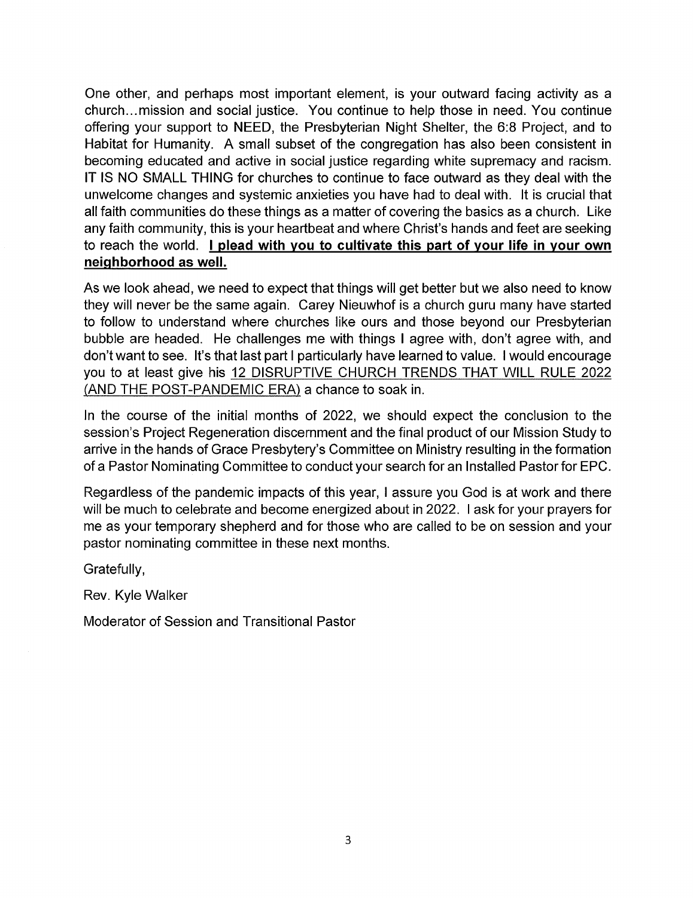One other, and perhaps most important element, is your outward facing activity as a church…mission and social justice. You continue to help those in need. You continue offering your support to **NEED**, the Presbyterian Night Shelter, the 6:8 Project, and to Habitat for Humanity. A small subset of the congregation has also been consistent in becoming educated and active in social justice regarding white supremacy and racism. IT IS NO SMALL THING for churches to continue to face outward as they deal with the unwelcome changes and systemic anxieties you have had to deal with. It is crucial that all faith communities do these things as a matter of covering the basics as a church. Like any faith community, this is your heartbeat and where Christ's hands and feet are seeking to reach the world. **I plead with you to cultivate this part of your life in your own neighborhood as well.**

As we look ahead, we need to expect that things will get better but we also need to know they will never be the same again. Carey Nieuwhof is a church guru many have started to follow to understand where churches like ours and those beyond our Presbyterian bubble are headed. He challenges me with things I agree with, don't agree with, and don't want to see. It's that last part I particularly have learned to value. I would encourage you to at least give his 12 DISRUPTIVE CHURCH TRENDS THAT WILL RULE 2022 (AND THE POST-PANDEMIC ERA) a chance to soak in.

In the course of the initial months of 2022, we should expect the conclusion to the session's Project Regeneration discernment and the final product of our Mission Study to arrive in the hands of Grace Presbytery's Committee on Ministry resulting in the formation of a Pastor Nominating Committee to conduct your search for an Installed Pastor for EPC.

Regardless of the pandemic impacts of this year, I assure you God is at work and there will be much to celebrate and become energized about in 2022. I ask for your prayers for me as your temporary shepherd and for those who are called to be on session and your pastor nominating committee in these next months.

Gratefully,

Rev. Kyle Walker

Moderator of Session and Transitional Pastor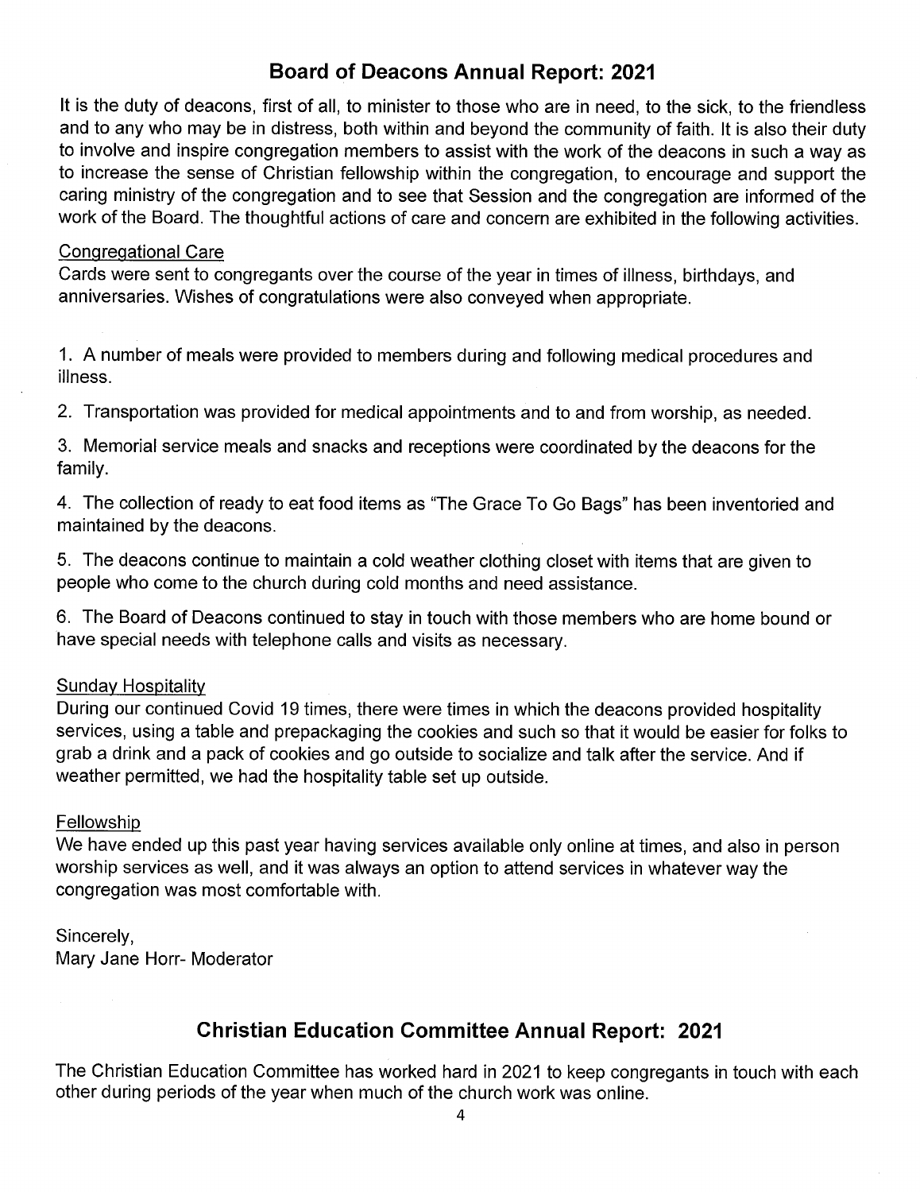## Board of Deacons Annual Report: 2021

It is the duty of deacons, first of all, to minister to those who are in need, to the sick, to the friendless and to any who may be in distress, both within and beyond the community of faith. It is also their duty to involve and inspire congregation members to assist with the work of the deacons in such a way as to increase the sense of Christian fellowship within the congregation, to encourage and support the caring ministry of the congregation and to see that Session and the congregation are informed of the work of the Board. The thoughtful actions of care and concern are exhibited in the following activities.

### Congregational Care

Cards were sent to congregants over the course of the year in times of illness, birthdays, and anniversaries. Wishes of congratulations were also conveyed when appropriate.

1. A number of meals were provided to members during and following medical procedures and illness.
2. Transportation was provided for medical appointments and to and from worship, as needed.
3. Memorial service meals and snacks and receptions were coordinated by the deacons for the family.
4. The collection of ready to eat food items as "The Grace To Go Bags" has been inventoried and maintained by the deacons.
5. The deacons continue to maintain a cold weather clothing closet with items that are given to people who come to the church during cold months and need assistance.
6. The Board of Deacons continued to stay in touch with those members who are home bound or have special needs with telephone calls and visits as necessary.

### Sunday Hospitality

During our continued Covid 19 times, there were times in which the deacons provided hospitality services, using a table and prepackaging the cookies and such so that it would be easier for folks to grab a drink and a pack of cookies and go outside to socialize and talk after the service. And if weather permitted, we had the hospitality table set up outside.

### Fellowship

We have ended up this past year having services available only online at times, and also in person worship services as well, and it was always an option to attend services in whatever way the congregation was most comfortable with.

Sincerely,
Mary Jane Horr- Moderator

## Christian Education Committee Annual Report: 2021

The Christian Education Committee has worked hard in 2021 to keep congregants in touch with each other during periods of the year when much of the church work was online.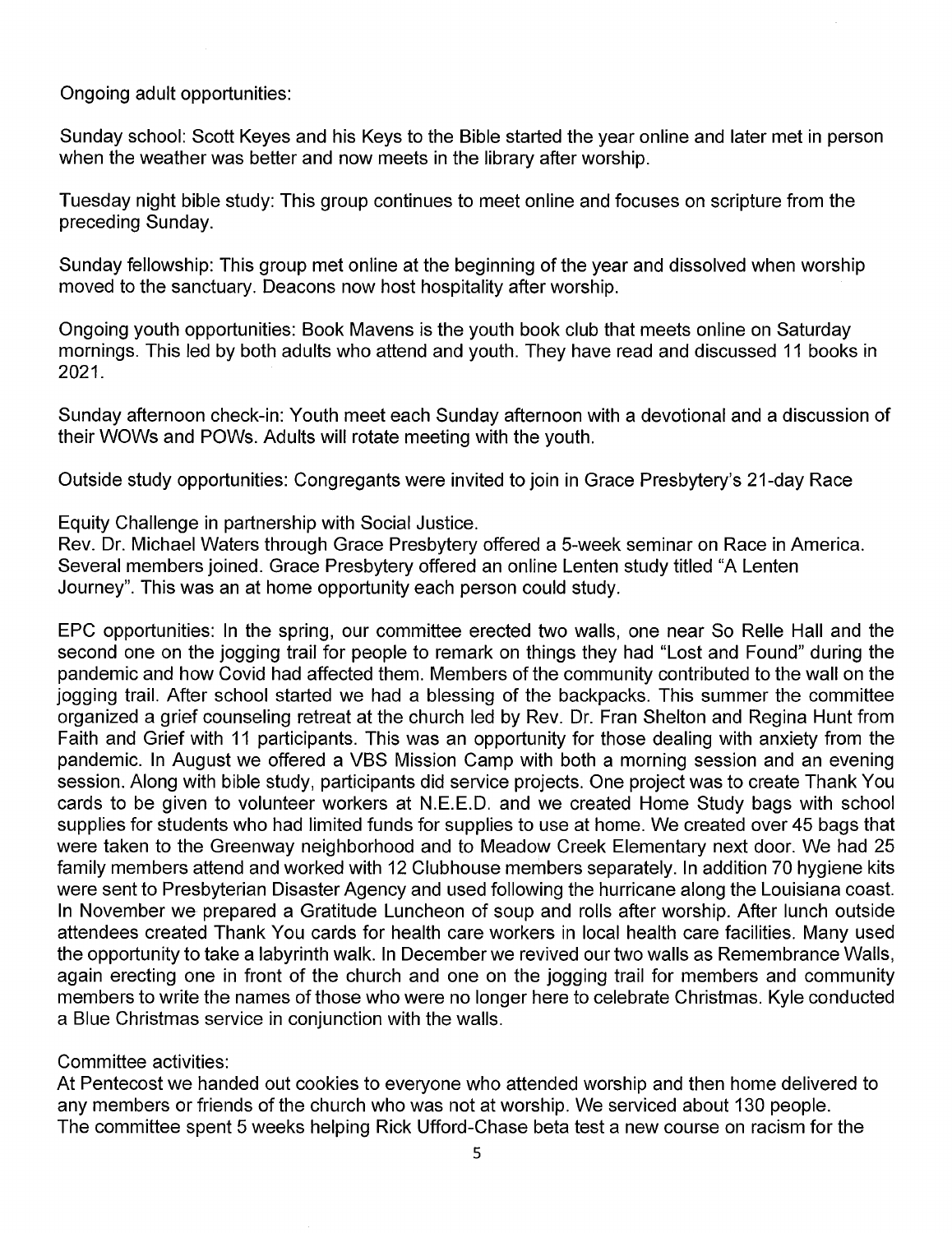Ongoing adult opportunities:

Sunday school: Scott Keyes and his Keys to the Bible started the year online and later met in person when the weather was better and now meets in the library after worship.

Tuesday night bible study: This group continues to meet online and focuses on scripture from the preceding Sunday.

Sunday fellowship: This group met online at the beginning of the year and dissolved when worship moved to the sanctuary. Deacons now host hospitality after worship.

Ongoing youth opportunities: Book Mavens is the youth book club that meets online on Saturday mornings. This led by both adults who attend and youth. They have read and discussed 11 books in 2021.

Sunday afternoon check-in: Youth meet each Sunday afternoon with a devotional and a discussion of their WOWs and POWs. Adults will rotate meeting with the youth.

Outside study opportunities: Congregants were invited to join in Grace Presbytery's 21-day Race

Equity Challenge in partnership with Social Justice.
Rev. Dr. Michael Waters through Grace Presbytery offered a 5-week seminar on Race in America. Several members joined. Grace Presbytery offered an online Lenten study titled "A Lenten Journey". This was an at home opportunity each person could study.

EPC opportunities: In the spring, our committee erected two walls, one near So Relle Hall and the second one on the jogging trail for people to remark on things they had "Lost and Found" during the pandemic and how Covid had affected them. Members of the community contributed to the wall on the jogging trail. After school started we had a blessing of the backpacks. This summer the committee organized a grief counseling retreat at the church led by Rev. Dr. Fran Shelton and Regina Hunt from Faith and Grief with 11 participants. This was an opportunity for those dealing with anxiety from the pandemic. In August we offered a VBS Mission Camp with both a morning session and an evening session. Along with bible study, participants did service projects. One project was to create Thank You cards to be given to volunteer workers at N.E.E.D. and we created Home Study bags with school supplies for students who had limited funds for supplies to use at home. We created over 45 bags that were taken to the Greenway neighborhood and to Meadow Creek Elementary next door. We had 25 family members attend and worked with 12 Clubhouse members separately. In addition 70 hygiene kits were sent to Presbyterian Disaster Agency and used following the hurricane along the Louisiana coast. In November we prepared a Gratitude Luncheon of soup and rolls after worship. After lunch outside attendees created Thank You cards for health care workers in local health care facilities. Many used the opportunity to take a labyrinth walk. In December we revived our two walls as Remembrance Walls, again erecting one in front of the church and one on the jogging trail for members and community members to write the names of those who were no longer here to celebrate Christmas. Kyle conducted a Blue Christmas service in conjunction with the walls.

Committee activities:
At Pentecost we handed out cookies to everyone who attended worship and then home delivered to any members or friends of the church who was not at worship. We serviced about 130 people.
The committee spent 5 weeks helping Rick Ufford-Chase beta test a new course on racism for the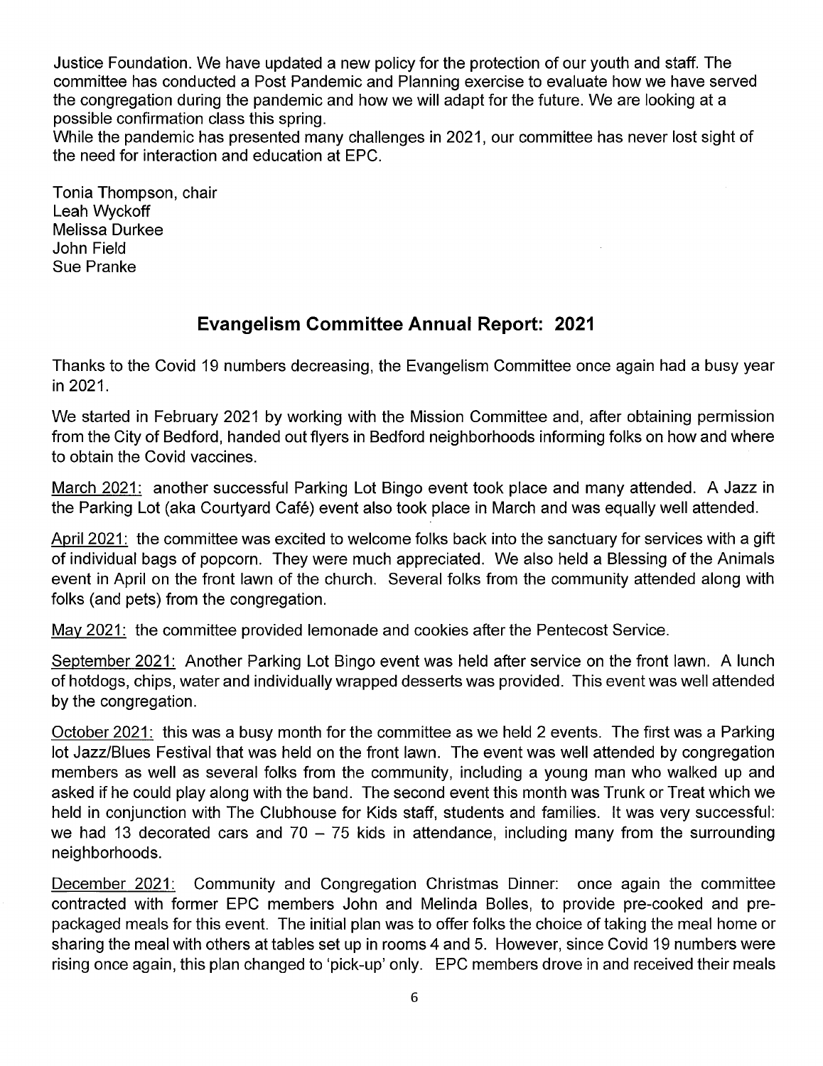Justice Foundation. We have updated a new policy for the protection of our youth and staff. The committee has conducted a Post Pandemic and Planning exercise to evaluate how we have served the congregation during the pandemic and how we will adapt for the future. We are looking at a possible confirmation class this spring.
While the pandemic has presented many challenges in 2021, our committee has never lost sight of the need for interaction and education at EPC.

Tonia Thompson, chair
Leah Wyckoff
Melissa Durkee
John Field
Sue Pranke

## Evangelism Committee Annual Report: 2021

Thanks to the Covid 19 numbers decreasing, the Evangelism Committee once again had a busy year in 2021.

We started in February 2021 by working with the Mission Committee and, after obtaining permission from the City of Bedford, handed out flyers in Bedford neighborhoods informing folks on how and where to obtain the Covid vaccines.

March 2021: another successful Parking Lot Bingo event took place and many attended. A Jazz in the Parking Lot (aka Courtyard Café) event also took place in March and was equally well attended.

April 2021: the committee was excited to welcome folks back into the sanctuary for services with a gift of individual bags of popcorn. They were much appreciated. We also held a Blessing of the Animals event in April on the front lawn of the church. Several folks from the community attended along with folks (and pets) from the congregation.

May 2021: the committee provided lemonade and cookies after the Pentecost Service.

September 2021: Another Parking Lot Bingo event was held after service on the front lawn. A lunch of hotdogs, chips, water and individually wrapped desserts was provided. This event was well attended by the congregation.

October 2021: this was a busy month for the committee as we held 2 events. The first was a Parking lot Jazz/Blues Festival that was held on the front lawn. The event was well attended by congregation members as well as several folks from the community, including a young man who walked up and asked if he could play along with the band. The second event this month was Trunk or Treat which we held in conjunction with The Clubhouse for Kids staff, students and families. It was very successful: we had 13 decorated cars and 70 – 75 kids in attendance, including many from the surrounding neighborhoods.

December 2021: Community and Congregation Christmas Dinner: once again the committee contracted with former EPC members John and Melinda Bolles, to provide pre-cooked and pre-packaged meals for this event. The initial plan was to offer folks the choice of taking the meal home or sharing the meal with others at tables set up in rooms 4 and 5. However, since Covid 19 numbers were rising once again, this plan changed to 'pick-up' only. EPC members drove in and received their meals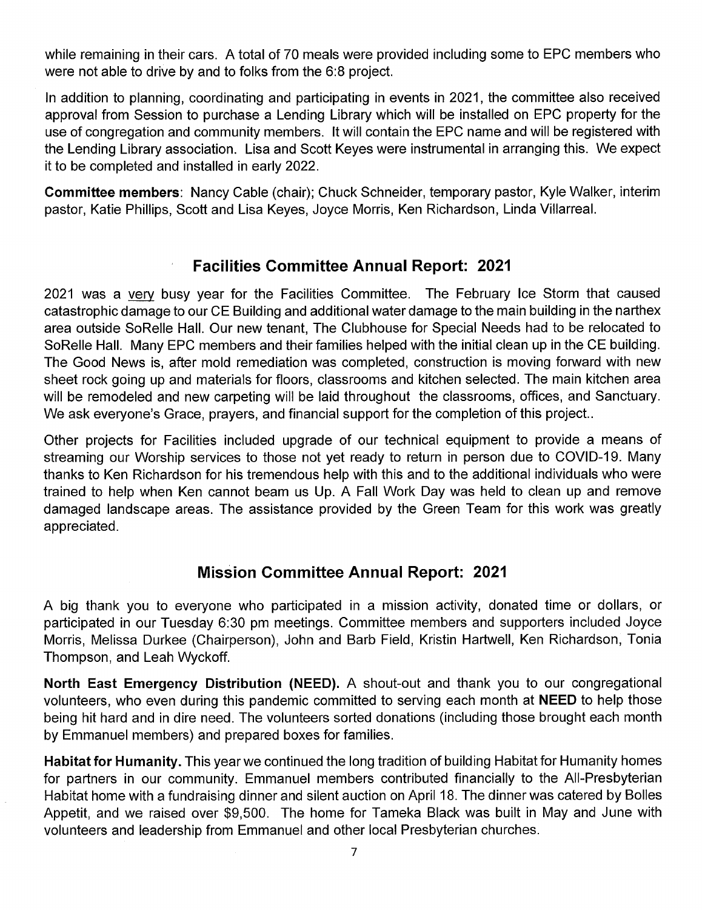while remaining in their cars. A total of 70 meals were provided including some to EPC members who were not able to drive by and to folks from the 6:8 project.

In addition to planning, coordinating and participating in events in 2021, the committee also received approval from Session to purchase a Lending Library which will be installed on EPC property for the use of congregation and community members. It will contain the EPC name and will be registered with the Lending Library association. Lisa and Scott Keyes were instrumental in arranging this. We expect it to be completed and installed in early 2022.

**Committee members**: Nancy Cable (chair); Chuck Schneider, temporary pastor, Kyle Walker, interim pastor, Katie Phillips, Scott and Lisa Keyes, Joyce Morris, Ken Richardson, Linda Villarreal.

## Facilities Committee Annual Report: 2021

2021 was a very busy year for the Facilities Committee. The February Ice Storm that caused catastrophic damage to our CE Building and additional water damage to the main building in the narthex area outside SoRelle Hall. Our new tenant, The Clubhouse for Special Needs had to be relocated to SoRelle Hall. Many EPC members and their families helped with the initial clean up in the CE building. The Good News is, after mold remediation was completed, construction is moving forward with new sheet rock going up and materials for floors, classrooms and kitchen selected. The main kitchen area will be remodeled and new carpeting will be laid throughout the classrooms, offices, and Sanctuary. We ask everyone's Grace, prayers, and financial support for the completion of this project..

Other projects for Facilities included upgrade of our technical equipment to provide a means of streaming our Worship services to those not yet ready to return in person due to COVID-19. Many thanks to Ken Richardson for his tremendous help with this and to the additional individuals who were trained to help when Ken cannot beam us Up. A Fall Work Day was held to clean up and remove damaged landscape areas. The assistance provided by the Green Team for this work was greatly appreciated.

## Mission Committee Annual Report: 2021

A big thank you to everyone who participated in a mission activity, donated time or dollars, or participated in our Tuesday 6:30 pm meetings. Committee members and supporters included Joyce Morris, Melissa Durkee (Chairperson), John and Barb Field, Kristin Hartwell, Ken Richardson, Tonia Thompson, and Leah Wyckoff.

**North East Emergency Distribution (NEED).** A shout-out and thank you to our congregational volunteers, who even during this pandemic committed to serving each month at **NEED** to help those being hit hard and in dire need. The volunteers sorted donations (including those brought each month by Emmanuel members) and prepared boxes for families.

**Habitat for Humanity.** This year we continued the long tradition of building Habitat for Humanity homes for partners in our community. Emmanuel members contributed financially to the All-Presbyterian Habitat home with a fundraising dinner and silent auction on April 18. The dinner was catered by Bolles Appetit, and we raised over $9,500. The home for Tameka Black was built in May and June with volunteers and leadership from Emmanuel and other local Presbyterian churches.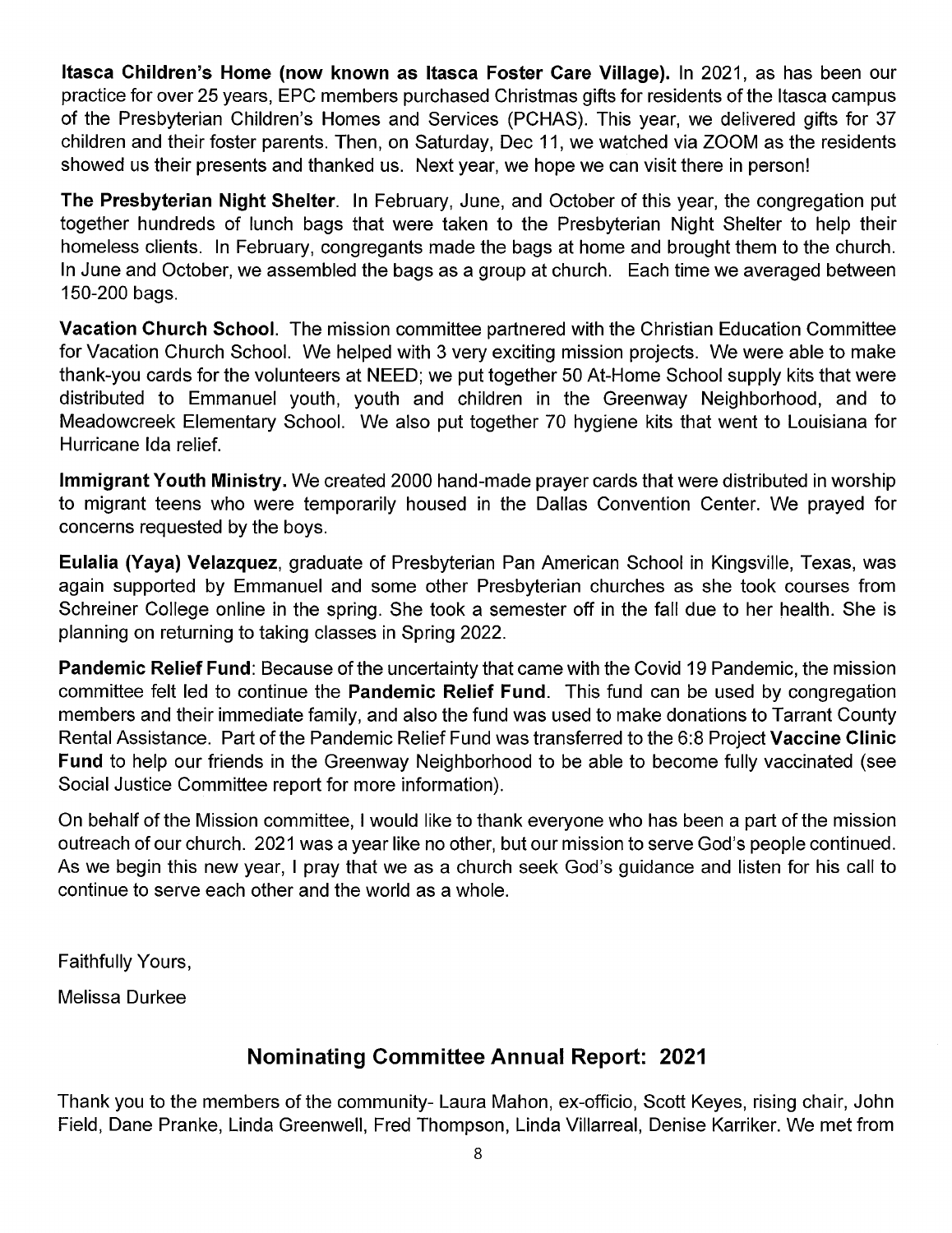**Itasca Children's Home (now known as Itasca Foster Care Village).** In 2021, as has been our practice for over 25 years, EPC members purchased Christmas gifts for residents of the Itasca campus of the Presbyterian Children's Homes and Services (PCHAS). This year, we delivered gifts for 37 children and their foster parents. Then, on Saturday, Dec 11, we watched via ZOOM as the residents showed us their presents and thanked us. Next year, we hope we can visit there in person!

**The Presbyterian Night Shelter**. In February, June, and October of this year, the congregation put together hundreds of lunch bags that were taken to the Presbyterian Night Shelter to help their homeless clients. In February, congregants made the bags at home and brought them to the church. In June and October, we assembled the bags as a group at church. Each time we averaged between 150-200 bags.

**Vacation Church School**. The mission committee partnered with the Christian Education Committee for Vacation Church School. We helped with 3 very exciting mission projects. We were able to make thank-you cards for the volunteers at NEED; we put together 50 At-Home School supply kits that were distributed to Emmanuel youth, youth and children in the Greenway Neighborhood, and to Meadowcreek Elementary School. We also put together 70 hygiene kits that went to Louisiana for Hurricane Ida relief.

**Immigrant Youth Ministry.** We created 2000 hand-made prayer cards that were distributed in worship to migrant teens who were temporarily housed in the Dallas Convention Center. We prayed for concerns requested by the boys.

**Eulalia (Yaya) Velazquez**, graduate of Presbyterian Pan American School in Kingsville, Texas, was again supported by Emmanuel and some other Presbyterian churches as she took courses from Schreiner College online in the spring. She took a semester off in the fall due to her health. She is planning on returning to taking classes in Spring 2022.

**Pandemic Relief Fund**: Because of the uncertainty that came with the Covid 19 Pandemic, the mission committee felt led to continue the **Pandemic Relief Fund**. This fund can be used by congregation members and their immediate family, and also the fund was used to make donations to Tarrant County Rental Assistance. Part of the Pandemic Relief Fund was transferred to the 6:8 Project **Vaccine Clinic Fund** to help our friends in the Greenway Neighborhood to be able to become fully vaccinated (see Social Justice Committee report for more information).

On behalf of the Mission committee, I would like to thank everyone who has been a part of the mission outreach of our church. 2021 was a year like no other, but our mission to serve God's people continued. As we begin this new year, I pray that we as a church seek God's guidance and listen for his call to continue to serve each other and the world as a whole.

Faithfully Yours,

Melissa Durkee

## Nominating Committee Annual Report: 2021

Thank you to the members of the community- Laura Mahon, ex-officio, Scott Keyes, rising chair, John Field, Dane Pranke, Linda Greenwell, Fred Thompson, Linda Villarreal, Denise Karriker. We met from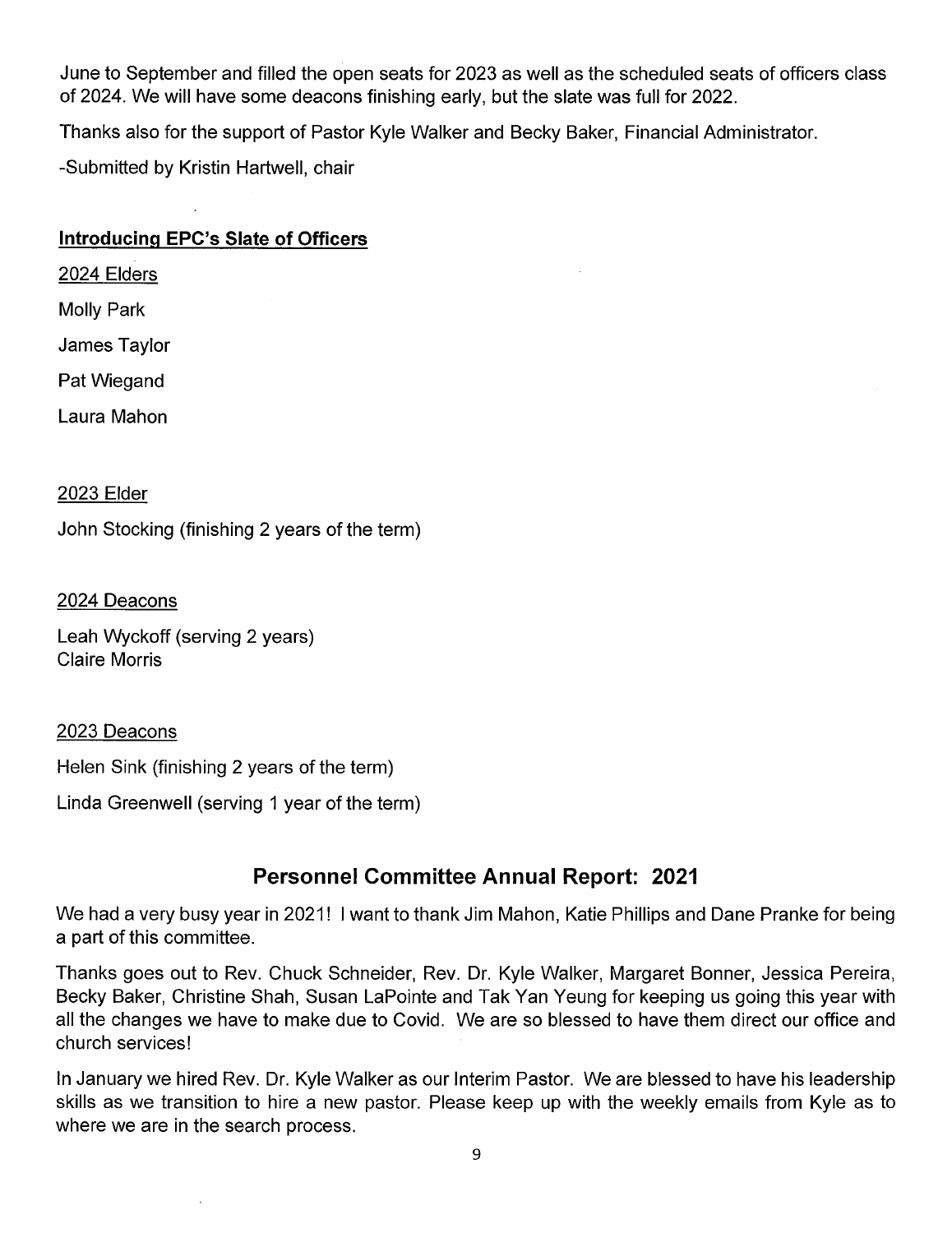June to September and filled the open seats for 2023 as well as the scheduled seats of officers class of 2024. We will have some deacons finishing early, but the slate was full for 2022.

Thanks also for the support of Pastor Kyle Walker and Becky Baker, Financial Administrator.

-Submitted by Kristin Hartwell, chair

**Introducing EPC's Slate of Officers**

2024 Elders

Molly Park

James Taylor

Pat Wiegand

Laura Mahon

2023 Elder

John Stocking (finishing 2 years of the term)

2024 Deacons

Leah Wyckoff (serving 2 years)
Claire Morris

2023 Deacons

Helen Sink (finishing 2 years of the term)

Linda Greenwell (serving 1 year of the term)

## Personnel Committee Annual Report: 2021

We had a very busy year in 2021! I want to thank Jim Mahon, Katie Phillips and Dane Pranke for being a part of this committee.

Thanks goes out to Rev. Chuck Schneider, Rev. Dr. Kyle Walker, Margaret Bonner, Jessica Pereira, Becky Baker, Christine Shah, Susan LaPointe and Tak Yan Yeung for keeping us going this year with all the changes we have to make due to Covid. We are so blessed to have them direct our office and church services!

In January we hired Rev. Dr. Kyle Walker as our Interim Pastor. We are blessed to have his leadership skills as we transition to hire a new pastor. Please keep up with the weekly emails from Kyle as to where we are in the search process.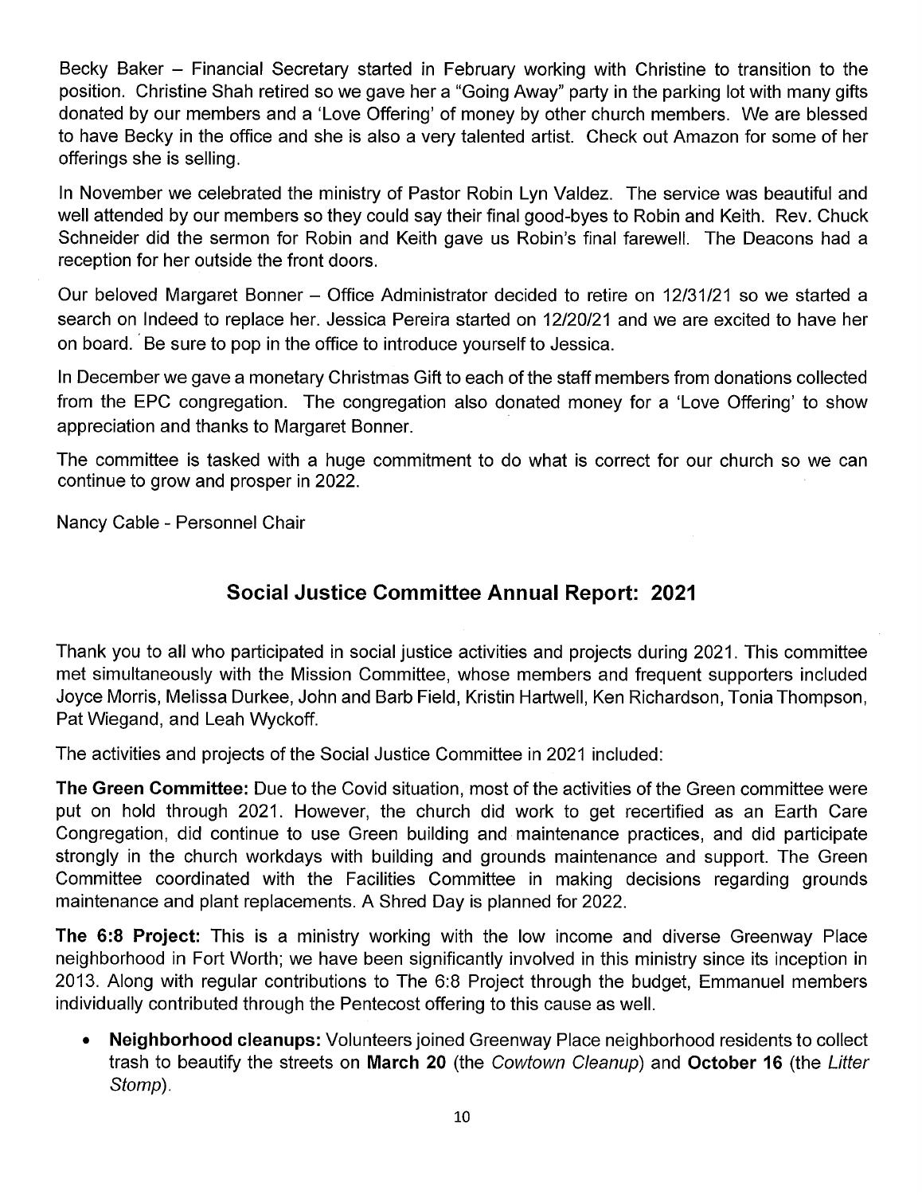Becky Baker – Financial Secretary started in February working with Christine to transition to the position. Christine Shah retired so we gave her a "Going Away" party in the parking lot with many gifts donated by our members and a 'Love Offering' of money by other church members. We are blessed to have Becky in the office and she is also a very talented artist. Check out Amazon for some of her offerings she is selling.

In November we celebrated the ministry of Pastor Robin Lyn Valdez. The service was beautiful and well attended by our members so they could say their final good-byes to Robin and Keith. Rev. Chuck Schneider did the sermon for Robin and Keith gave us Robin's final farewell. The Deacons had a reception for her outside the front doors.

Our beloved Margaret Bonner – Office Administrator decided to retire on 12/31/21 so we started a search on Indeed to replace her. Jessica Pereira started on 12/20/21 and we are excited to have her on board. Be sure to pop in the office to introduce yourself to Jessica.

In December we gave a monetary Christmas Gift to each of the staff members from donations collected from the EPC congregation. The congregation also donated money for a 'Love Offering' to show appreciation and thanks to Margaret Bonner.

The committee is tasked with a huge commitment to do what is correct for our church so we can continue to grow and prosper in 2022.

Nancy Cable - Personnel Chair

## Social Justice Committee Annual Report: 2021

Thank you to all who participated in social justice activities and projects during 2021. This committee met simultaneously with the Mission Committee, whose members and frequent supporters included Joyce Morris, Melissa Durkee, John and Barb Field, Kristin Hartwell, Ken Richardson, Tonia Thompson, Pat Wiegand, and Leah Wyckoff.

The activities and projects of the Social Justice Committee in 2021 included:

**The Green Committee:** Due to the Covid situation, most of the activities of the Green committee were put on hold through 2021. However, the church did work to get recertified as an Earth Care Congregation, did continue to use Green building and maintenance practices, and did participate strongly in the church workdays with building and grounds maintenance and support. The Green Committee coordinated with the Facilities Committee in making decisions regarding grounds maintenance and plant replacements. A Shred Day is planned for 2022.

**The 6:8 Project:** This is a ministry working with the low income and diverse Greenway Place neighborhood in Fort Worth; we have been significantly involved in this ministry since its inception in 2013. Along with regular contributions to The 6:8 Project through the budget, Emmanuel members individually contributed through the Pentecost offering to this cause as well.

- **Neighborhood cleanups:** Volunteers joined Greenway Place neighborhood residents to collect trash to beautify the streets on **March 20** (the *Cowtown Cleanup*) and **October 16** (the *Litter Stomp*).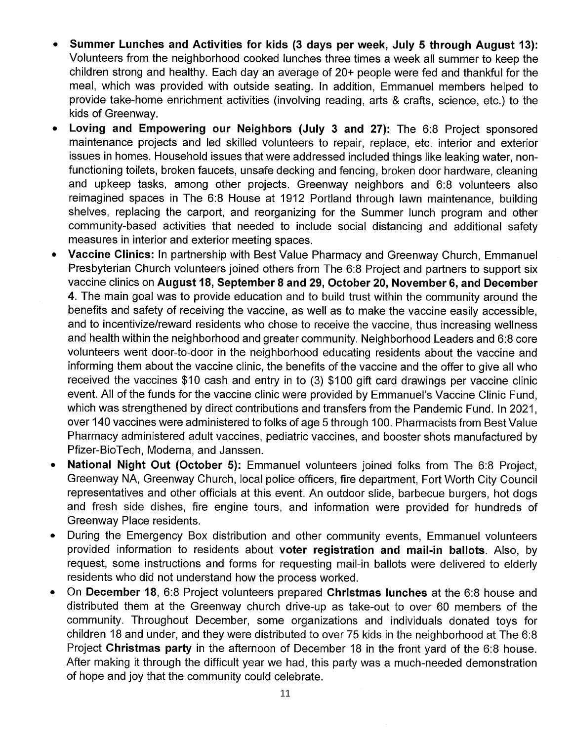- **Summer Lunches and Activities for kids (3 days per week, July 5 through August 13):** Volunteers from the neighborhood cooked lunches three times a week all summer to keep the children strong and healthy. Each day an average of 20+ people were fed and thankful for the meal, which was provided with outside seating. In addition, Emmanuel members helped to provide take-home enrichment activities (involving reading, arts & crafts, science, etc.) to the kids of Greenway.
- **Loving and Empowering our Neighbors (July 3 and 27):** The 6:8 Project sponsored maintenance projects and led skilled volunteers to repair, replace, etc. interior and exterior issues in homes. Household issues that were addressed included things like leaking water, non-functioning toilets, broken faucets, unsafe decking and fencing, broken door hardware, cleaning and upkeep tasks, among other projects. Greenway neighbors and 6:8 volunteers also reimagined spaces in The 6:8 House at 1912 Portland through lawn maintenance, building shelves, replacing the carport, and reorganizing for the Summer lunch program and other community-based activities that needed to include social distancing and additional safety measures in interior and exterior meeting spaces.
- **Vaccine Clinics:** In partnership with Best Value Pharmacy and Greenway Church, Emmanuel Presbyterian Church volunteers joined others from The 6:8 Project and partners to support six vaccine clinics on **August 18, September 8 and 29, October 20, November 6, and December 4**. The main goal was to provide education and to build trust within the community around the benefits and safety of receiving the vaccine, as well as to make the vaccine easily accessible, and to incentivize/reward residents who chose to receive the vaccine, thus increasing wellness and health within the neighborhood and greater community. Neighborhood Leaders and 6:8 core volunteers went door-to-door in the neighborhood educating residents about the vaccine and informing them about the vaccine clinic, the benefits of the vaccine and the offer to give all who received the vaccines $10 cash and entry in to (3) $100 gift card drawings per vaccine clinic event. All of the funds for the vaccine clinic were provided by Emmanuel's Vaccine Clinic Fund, which was strengthened by direct contributions and transfers from the Pandemic Fund. In 2021, over 140 vaccines were administered to folks of age 5 through 100. Pharmacists from Best Value Pharmacy administered adult vaccines, pediatric vaccines, and booster shots manufactured by Pfizer-BioTech, Moderna, and Janssen.
- **National Night Out (October 5):** Emmanuel volunteers joined folks from The 6:8 Project, Greenway NA, Greenway Church, local police officers, fire department, Fort Worth City Council representatives and other officials at this event. An outdoor slide, barbecue burgers, hot dogs and fresh side dishes, fire engine tours, and information were provided for hundreds of Greenway Place residents.
- During the Emergency Box distribution and other community events, Emmanuel volunteers provided information to residents about **voter registration and mail-in ballots**. Also, by request, some instructions and forms for requesting mail-in ballots were delivered to elderly residents who did not understand how the process worked.
- On **December 18**, 6:8 Project volunteers prepared **Christmas lunches** at the 6:8 house and distributed them at the Greenway church drive-up as take-out to over 60 members of the community. Throughout December, some organizations and individuals donated toys for children 18 and under, and they were distributed to over 75 kids in the neighborhood at The 6:8 Project **Christmas party** in the afternoon of December 18 in the front yard of the 6:8 house. After making it through the difficult year we had, this party was a much-needed demonstration of hope and joy that the community could celebrate.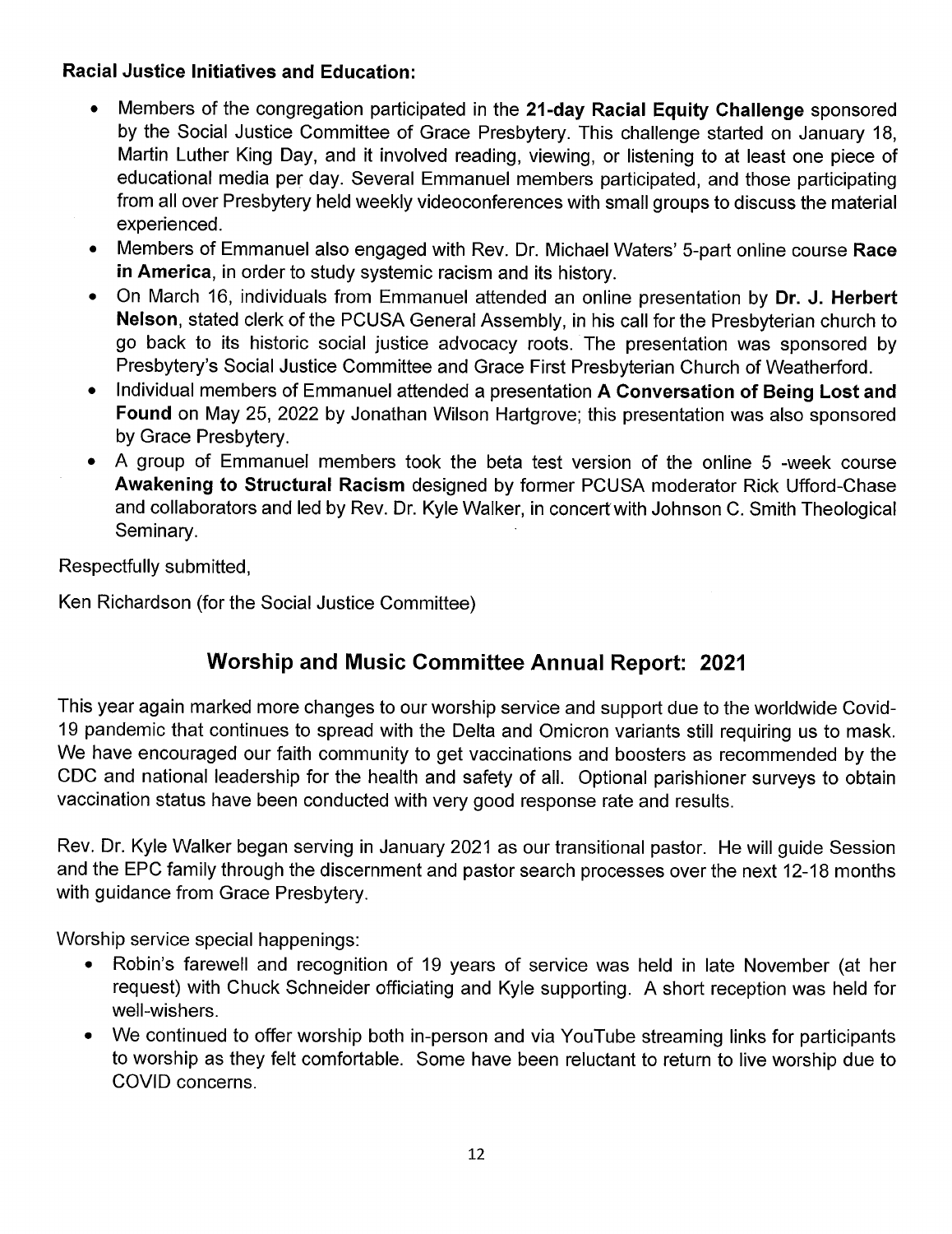**Racial Justice Initiatives and Education:**

- Members of the congregation participated in the **21-day Racial Equity Challenge** sponsored by the Social Justice Committee of Grace Presbytery. This challenge started on January 18, Martin Luther King Day, and it involved reading, viewing, or listening to at least one piece of educational media per day. Several Emmanuel members participated, and those participating from all over Presbytery held weekly videoconferences with small groups to discuss the material experienced.
- Members of Emmanuel also engaged with Rev. Dr. Michael Waters' 5-part online course **Race in America**, in order to study systemic racism and its history.
- On March 16, individuals from Emmanuel attended an online presentation by **Dr. J. Herbert Nelson**, stated clerk of the PCUSA General Assembly, in his call for the Presbyterian church to go back to its historic social justice advocacy roots. The presentation was sponsored by Presbytery's Social Justice Committee and Grace First Presbyterian Church of Weatherford.
- Individual members of Emmanuel attended a presentation **A Conversation of Being Lost and Found** on May 25, 2022 by Jonathan Wilson Hartgrove; this presentation was also sponsored by Grace Presbytery.
- A group of Emmanuel members took the beta test version of the online 5 -week course **Awakening to Structural Racism** designed by former PCUSA moderator Rick Ufford-Chase and collaborators and led by Rev. Dr. Kyle Walker, in concert with Johnson C. Smith Theological Seminary.

Respectfully submitted,

Ken Richardson (for the Social Justice Committee)

## Worship and Music Committee Annual Report: 2021

This year again marked more changes to our worship service and support due to the worldwide Covid-19 pandemic that continues to spread with the Delta and Omicron variants still requiring us to mask. We have encouraged our faith community to get vaccinations and boosters as recommended by the CDC and national leadership for the health and safety of all. Optional parishioner surveys to obtain vaccination status have been conducted with very good response rate and results.

Rev. Dr. Kyle Walker began serving in January 2021 as our transitional pastor. He will guide Session and the EPC family through the discernment and pastor search processes over the next 12-18 months with guidance from Grace Presbytery.

Worship service special happenings:

- Robin's farewell and recognition of 19 years of service was held in late November (at her request) with Chuck Schneider officiating and Kyle supporting. A short reception was held for well-wishers.
- We continued to offer worship both in-person and via YouTube streaming links for participants to worship as they felt comfortable. Some have been reluctant to return to live worship due to COVID concerns.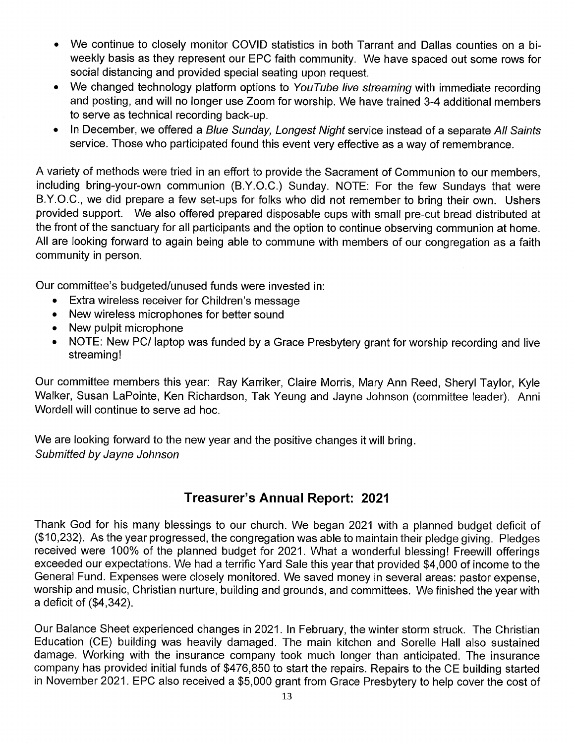- We continue to closely monitor COVID statistics in both Tarrant and Dallas counties on a bi-weekly basis as they represent our EPC faith community. We have spaced out some rows for social distancing and provided special seating upon request.
- We changed technology platform options to *YouTube live streaming* with immediate recording and posting, and will no longer use Zoom for worship. We have trained 3-4 additional members to serve as technical recording back-up.
- In December, we offered a *Blue Sunday, Longest Night* service instead of a separate *All Saints* service. Those who participated found this event very effective as a way of remembrance.

A variety of methods were tried in an effort to provide the Sacrament of Communion to our members, including bring-your-own communion (B.Y.O.C.) Sunday. NOTE: For the few Sundays that were B.Y.O.C., we did prepare a few set-ups for folks who did not remember to bring their own. Ushers provided support. We also offered prepared disposable cups with small pre-cut bread distributed at the front of the sanctuary for all participants and the option to continue observing communion at home. All are looking forward to again being able to commune with members of our congregation as a faith community in person.

Our committee's budgeted/unused funds were invested in:

- Extra wireless receiver for Children's message
- New wireless microphones for better sound
- New pulpit microphone
- NOTE: New PC/ laptop was funded by a Grace Presbytery grant for worship recording and live streaming!

Our committee members this year: Ray Karriker, Claire Morris, Mary Ann Reed, Sheryl Taylor, Kyle Walker, Susan LaPointe, Ken Richardson, Tak Yeung and Jayne Johnson (committee leader). Anni Wordell will continue to serve ad hoc.

We are looking forward to the new year and the positive changes it will bring.
*Submitted by Jayne Johnson*

## Treasurer's Annual Report: 2021

Thank God for his many blessings to our church. We began 2021 with a planned budget deficit of ($10,232). As the year progressed, the congregation was able to maintain their pledge giving. Pledges received were 100% of the planned budget for 2021. What a wonderful blessing! Freewill offerings exceeded our expectations. We had a terrific Yard Sale this year that provided $4,000 of income to the General Fund. Expenses were closely monitored. We saved money in several areas: pastor expense, worship and music, Christian nurture, building and grounds, and committees. We finished the year with a deficit of ($4,342).

Our Balance Sheet experienced changes in 2021. In February, the winter storm struck. The Christian Education (CE) building was heavily damaged. The main kitchen and Sorelle Hall also sustained damage. Working with the insurance company took much longer than anticipated. The insurance company has provided initial funds of $476,850 to start the repairs. Repairs to the CE building started in November 2021. EPC also received a $5,000 grant from Grace Presbytery to help cover the cost of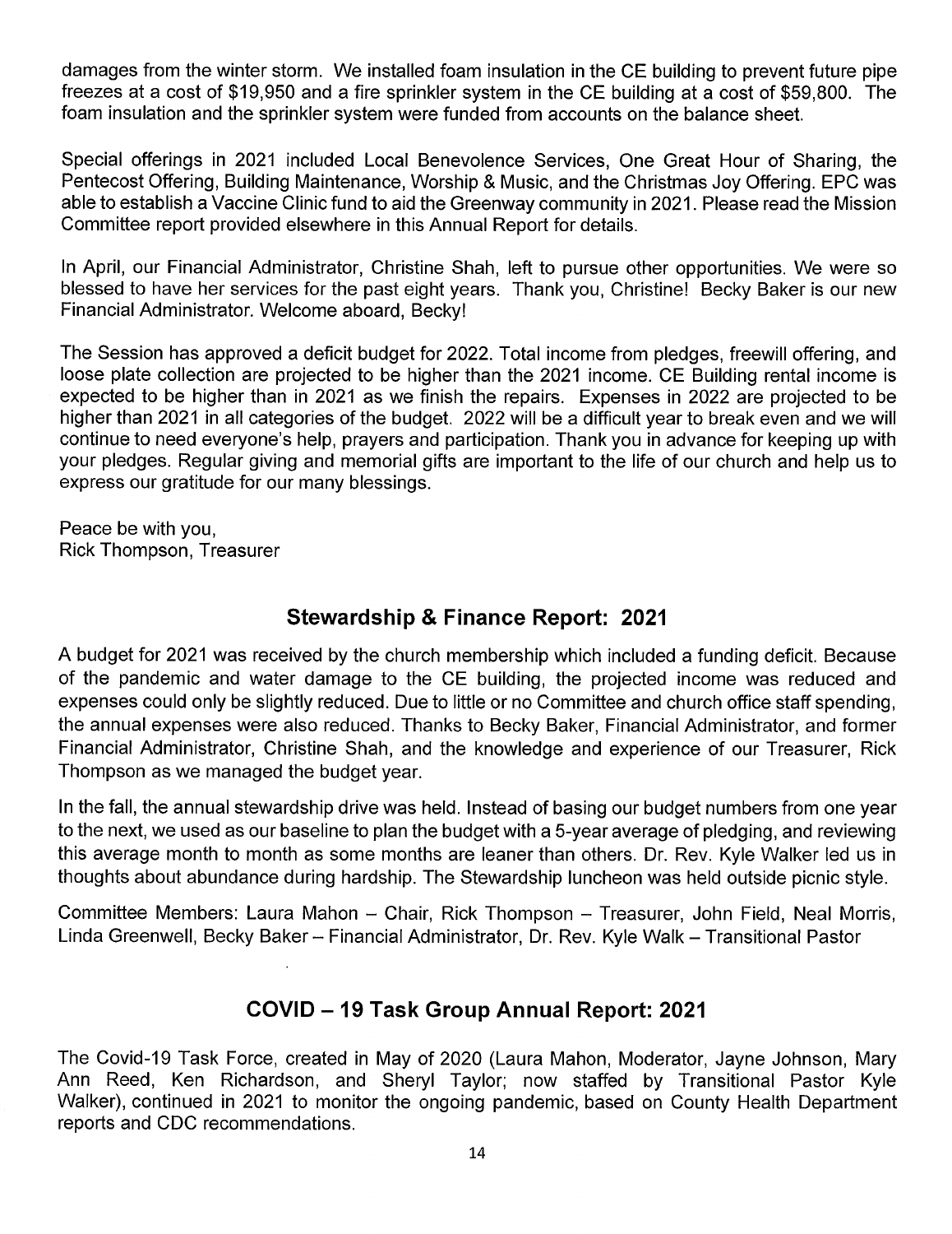damages from the winter storm. We installed foam insulation in the CE building to prevent future pipe freezes at a cost of $19,950 and a fire sprinkler system in the CE building at a cost of $59,800. The foam insulation and the sprinkler system were funded from accounts on the balance sheet.

Special offerings in 2021 included Local Benevolence Services, One Great Hour of Sharing, the Pentecost Offering, Building Maintenance, Worship & Music, and the Christmas Joy Offering. EPC was able to establish a Vaccine Clinic fund to aid the Greenway community in 2021. Please read the Mission Committee report provided elsewhere in this Annual Report for details.

In April, our Financial Administrator, Christine Shah, left to pursue other opportunities. We were so blessed to have her services for the past eight years. Thank you, Christine! Becky Baker is our new Financial Administrator. Welcome aboard, Becky!

The Session has approved a deficit budget for 2022. Total income from pledges, freewill offering, and loose plate collection are projected to be higher than the 2021 income. CE Building rental income is expected to be higher than in 2021 as we finish the repairs. Expenses in 2022 are projected to be higher than 2021 in all categories of the budget. 2022 will be a difficult year to break even and we will continue to need everyone's help, prayers and participation. Thank you in advance for keeping up with your pledges. Regular giving and memorial gifts are important to the life of our church and help us to express our gratitude for our many blessings.

Peace be with you,
Rick Thompson, Treasurer

## Stewardship & Finance Report: 2021

A budget for 2021 was received by the church membership which included a funding deficit. Because of the pandemic and water damage to the CE building, the projected income was reduced and expenses could only be slightly reduced. Due to little or no Committee and church office staff spending, the annual expenses were also reduced. Thanks to Becky Baker, Financial Administrator, and former Financial Administrator, Christine Shah, and the knowledge and experience of our Treasurer, Rick Thompson as we managed the budget year.

In the fall, the annual stewardship drive was held. Instead of basing our budget numbers from one year to the next, we used as our baseline to plan the budget with a 5-year average of pledging, and reviewing this average month to month as some months are leaner than others. Dr. Rev. Kyle Walker led us in thoughts about abundance during hardship. The Stewardship luncheon was held outside picnic style.

Committee Members: Laura Mahon – Chair, Rick Thompson – Treasurer, John Field, Neal Morris, Linda Greenwell, Becky Baker – Financial Administrator, Dr. Rev. Kyle Walk – Transitional Pastor

## COVID – 19 Task Group Annual Report: 2021

The Covid-19 Task Force, created in May of 2020 (Laura Mahon, Moderator, Jayne Johnson, Mary Ann Reed, Ken Richardson, and Sheryl Taylor; now staffed by Transitional Pastor Kyle Walker), continued in 2021 to monitor the ongoing pandemic, based on County Health Department reports and CDC recommendations.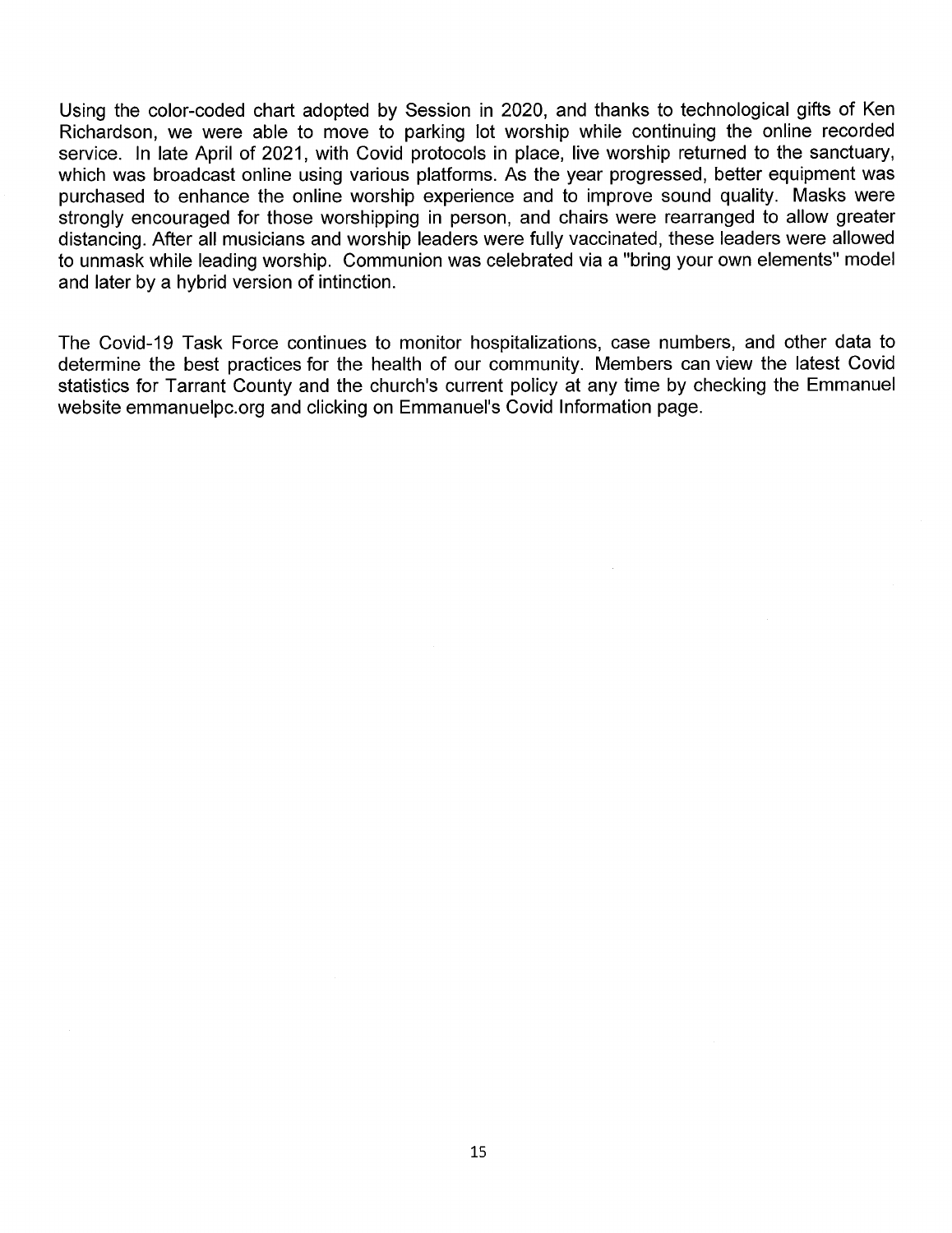Using the color-coded chart adopted by Session in 2020, and thanks to technological gifts of Ken Richardson, we were able to move to parking lot worship while continuing the online recorded service. In late April of 2021, with Covid protocols in place, live worship returned to the sanctuary, which was broadcast online using various platforms. As the year progressed, better equipment was purchased to enhance the online worship experience and to improve sound quality. Masks were strongly encouraged for those worshipping in person, and chairs were rearranged to allow greater distancing. After all musicians and worship leaders were fully vaccinated, these leaders were allowed to unmask while leading worship. Communion was celebrated via a "bring your own elements" model and later by a hybrid version of intinction.

The Covid-19 Task Force continues to monitor hospitalizations, case numbers, and other data to determine the best practices for the health of our community. Members can view the latest Covid statistics for Tarrant County and the church's current policy at any time by checking the Emmanuel website emmanuelpc.org and clicking on Emmanuel's Covid Information page.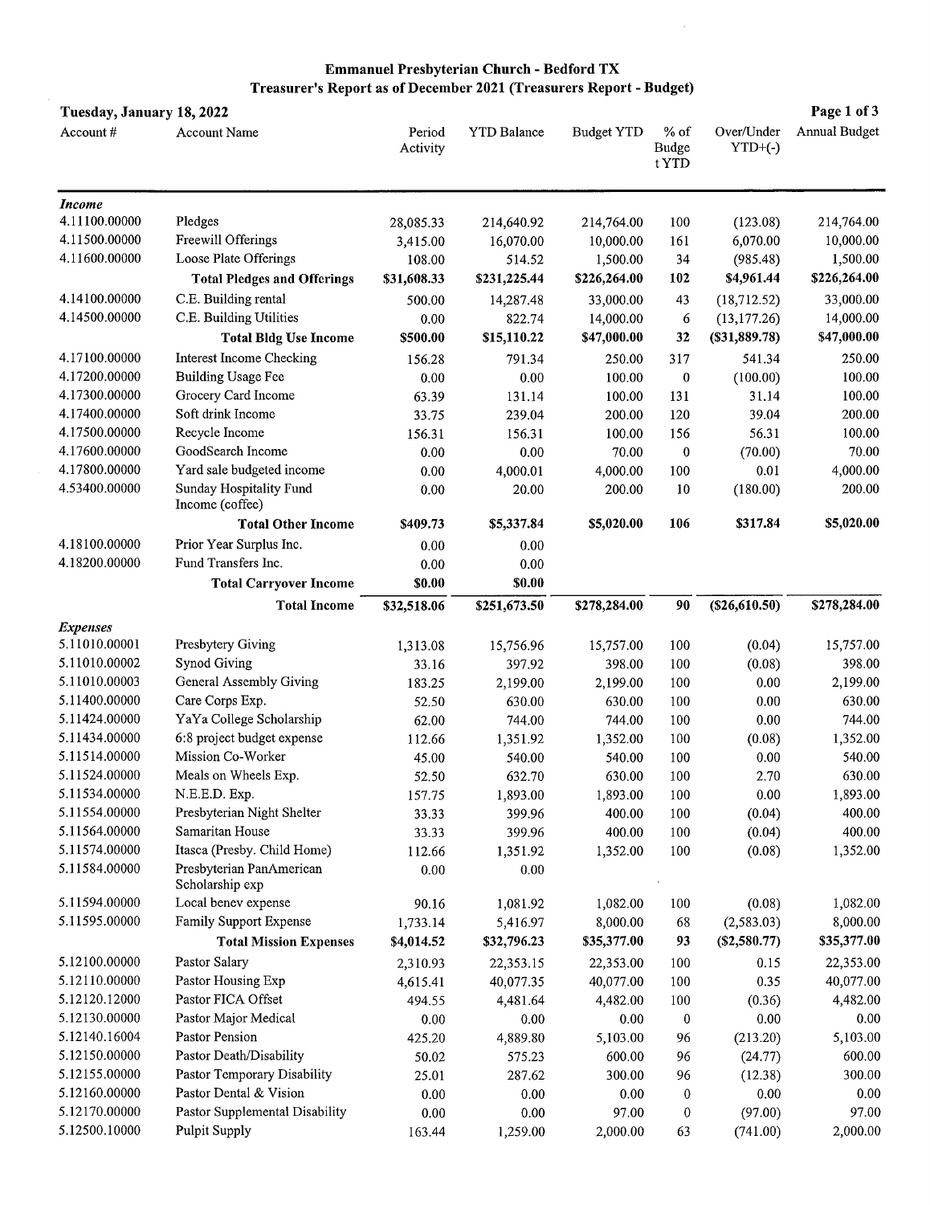**Emmanuel Presbyterian Church - Bedford TX**
**Treasurer's Report as of December 2021 (Treasurers Report - Budget)**

**Tuesday, January 18, 2022**

| Account # | Account Name | Period Activity | YTD Balance | Budget YTD | % of Budget YTD | Over/Under YTD+(-) | Annual Budget |
|---|---|---|---|---|---|---|---|
| ***Income*** | | | | | | | |
| 4.11100.00000 | Pledges | 28,085.33 | 214,640.92 | 214,764.00 | 100 | (123.08) | 214,764.00 |
| 4.11500.00000 | Freewill Offerings | 3,415.00 | 16,070.00 | 10,000.00 | 161 | 6,070.00 | 10,000.00 |
| 4.11600.00000 | Loose Plate Offerings | 108.00 | 514.52 | 1,500.00 | 34 | (985.48) | 1,500.00 |
| | **Total Pledges and Offerings** | **$31,608.33** | **$231,225.44** | **$226,264.00** | **102** | **$4,961.44** | **$226,264.00** |
| 4.14100.00000 | C.E. Building rental | 500.00 | 14,287.48 | 33,000.00 | 43 | (18,712.52) | 33,000.00 |
| 4.14500.00000 | C.E. Building Utilities | 0.00 | 822.74 | 14,000.00 | 6 | (13,177.26) | 14,000.00 |
| | **Total Bldg Use Income** | **$500.00** | **$15,110.22** | **$47,000.00** | **32** | **($31,889.78)** | **$47,000.00** |
| 4.17100.00000 | Interest Income Checking | 156.28 | 791.34 | 250.00 | 317 | 541.34 | 250.00 |
| 4.17200.00000 | Building Usage Fee | 0.00 | 0.00 | 100.00 | 0 | (100.00) | 100.00 |
| 4.17300.00000 | Grocery Card Income | 63.39 | 131.14 | 100.00 | 131 | 31.14 | 100.00 |
| 4.17400.00000 | Soft drink Income | 33.75 | 239.04 | 200.00 | 120 | 39.04 | 200.00 |
| 4.17500.00000 | Recycle Income | 156.31 | 156.31 | 100.00 | 156 | 56.31 | 100.00 |
| 4.17600.00000 | GoodSearch Income | 0.00 | 0.00 | 70.00 | 0 | (70.00) | 70.00 |
| 4.17800.00000 | Yard sale budgeted income | 0.00 | 4,000.01 | 4,000.00 | 100 | 0.01 | 4,000.00 |
| 4.53400.00000 | Sunday Hospitality Fund Income (coffee) | 0.00 | 20.00 | 200.00 | 10 | (180.00) | 200.00 |
| | **Total Other Income** | **$409.73** | **$5,337.84** | **$5,020.00** | **106** | **$317.84** | **$5,020.00** |
| 4.18100.00000 | Prior Year Surplus Inc. | 0.00 | 0.00 | | | | |
| 4.18200.00000 | Fund Transfers Inc. | 0.00 | 0.00 | | | | |
| | **Total Carryover Income** | **$0.00** | **$0.00** | | | | |
| | **Total Income** | **$32,518.06** | **$251,673.50** | **$278,284.00** | **90** | **($26,610.50)** | **$278,284.00** |
| ***Expenses*** | | | | | | | |
| 5.11010.00001 | Presbytery Giving | 1,313.08 | 15,756.96 | 15,757.00 | 100 | (0.04) | 15,757.00 |
| 5.11010.00002 | Synod Giving | 33.16 | 397.92 | 398.00 | 100 | (0.08) | 398.00 |
| 5.11010.00003 | General Assembly Giving | 183.25 | 2,199.00 | 2,199.00 | 100 | 0.00 | 2,199.00 |
| 5.11400.00000 | Care Corps Exp. | 52.50 | 630.00 | 630.00 | 100 | 0.00 | 630.00 |
| 5.11424.00000 | YaYa College Scholarship | 62.00 | 744.00 | 744.00 | 100 | 0.00 | 744.00 |
| 5.11434.00000 | 6:8 project budget expense | 112.66 | 1,351.92 | 1,352.00 | 100 | (0.08) | 1,352.00 |
| 5.11514.00000 | Mission Co-Worker | 45.00 | 540.00 | 540.00 | 100 | 0.00 | 540.00 |
| 5.11524.00000 | Meals on Wheels Exp. | 52.50 | 632.70 | 630.00 | 100 | 2.70 | 630.00 |
| 5.11534.00000 | N.E.E.D. Exp. | 157.75 | 1,893.00 | 1,893.00 | 100 | 0.00 | 1,893.00 |
| 5.11554.00000 | Presbyterian Night Shelter | 33.33 | 399.96 | 400.00 | 100 | (0.04) | 400.00 |
| 5.11564.00000 | Samaritan House | 33.33 | 399.96 | 400.00 | 100 | (0.04) | 400.00 |
| 5.11574.00000 | Itasca (Presby. Child Home) | 112.66 | 1,351.92 | 1,352.00 | 100 | (0.08) | 1,352.00 |
| 5.11584.00000 | Presbyterian PanAmerican Scholarship exp | 0.00 | 0.00 | | | | |
| 5.11594.00000 | Local benev expense | 90.16 | 1,081.92 | 1,082.00 | 100 | (0.08) | 1,082.00 |
| 5.11595.00000 | Family Support Expense | 1,733.14 | 5,416.97 | 8,000.00 | 68 | (2,583.03) | 8,000.00 |
| | **Total Mission Expenses** | **$4,014.52** | **$32,796.23** | **$35,377.00** | **93** | **($2,580.77)** | **$35,377.00** |
| 5.12100.00000 | Pastor Salary | 2,310.93 | 22,353.15 | 22,353.00 | 100 | 0.15 | 22,353.00 |
| 5.12110.00000 | Pastor Housing Exp | 4,615.41 | 40,077.35 | 40,077.00 | 100 | 0.35 | 40,077.00 |
| 5.12120.12000 | Pastor FICA Offset | 494.55 | 4,481.64 | 4,482.00 | 100 | (0.36) | 4,482.00 |
| 5.12130.00000 | Pastor Major Medical | 0.00 | 0.00 | 0.00 | 0 | 0.00 | 0.00 |
| 5.12140.16004 | Pastor Pension | 425.20 | 4,889.80 | 5,103.00 | 96 | (213.20) | 5,103.00 |
| 5.12150.00000 | Pastor Death/Disability | 50.02 | 575.23 | 600.00 | 96 | (24.77) | 600.00 |
| 5.12155.00000 | Pastor Temporary Disability | 25.01 | 287.62 | 300.00 | 96 | (12.38) | 300.00 |
| 5.12160.00000 | Pastor Dental & Vision | 0.00 | 0.00 | 0.00 | 0 | 0.00 | 0.00 |
| 5.12170.00000 | Pastor Supplemental Disability | 0.00 | 0.00 | 97.00 | 0 | (97.00) | 97.00 |
| 5.12500.10000 | Pulpit Supply | 163.44 | 1,259.00 | 2,000.00 | 63 | (741.00) | 2,000.00 |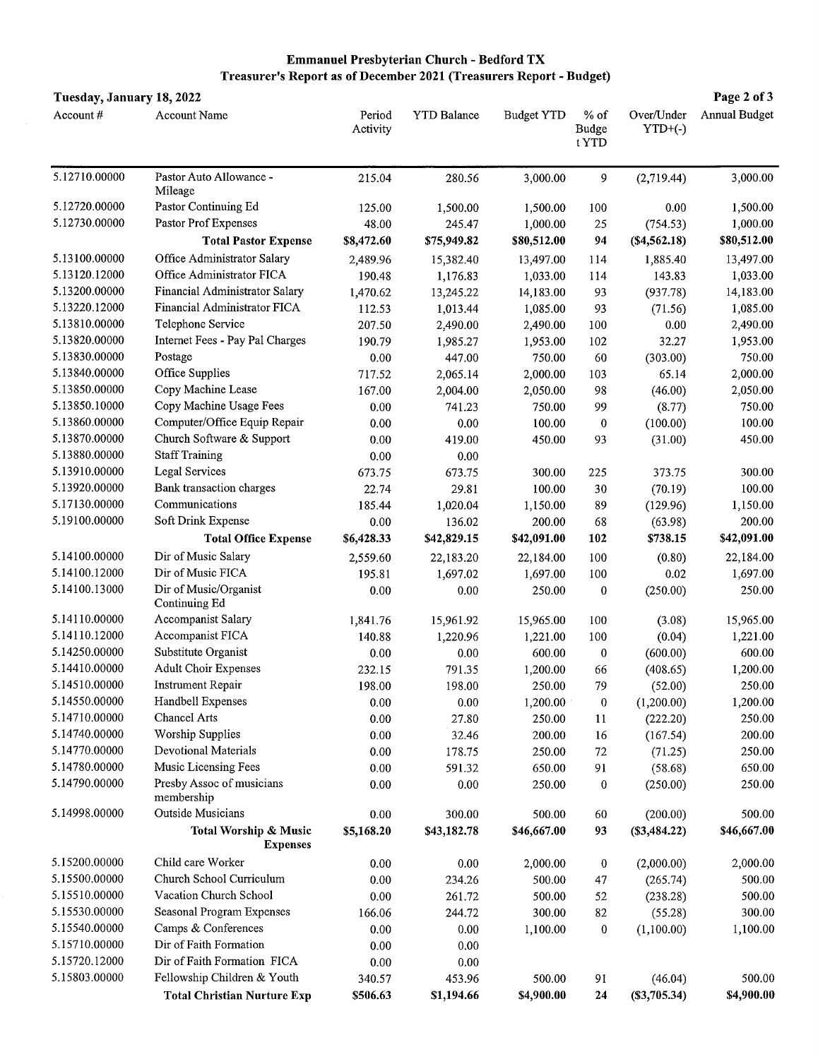# Emmanuel Presbyterian Church - Bedford TX
## Treasurer's Report as of December 2021 (Treasurers Report - Budget)

**Tuesday, January 18, 2022**

| Account # | Account Name | Period Activity | YTD Balance | Budget YTD | % of Budget YTD | Over/Under YTD+(-) | Annual Budget |
|---|---|---|---|---|---|---|---|
| 5.12710.00000 | Pastor Auto Allowance - Mileage | 215.04 | 280.56 | 3,000.00 | 9 | (2,719.44) | 3,000.00 |
| 5.12720.00000 | Pastor Continuing Ed | 125.00 | 1,500.00 | 1,500.00 | 100 | 0.00 | 1,500.00 |
| 5.12730.00000 | Pastor Prof Expenses | 48.00 | 245.47 | 1,000.00 | 25 | (754.53) | 1,000.00 |
| | **Total Pastor Expense** | **$8,472.60** | **$75,949.82** | **$80,512.00** | **94** | **($4,562.18)** | **$80,512.00** |
| 5.13100.00000 | Office Administrator Salary | 2,489.96 | 15,382.40 | 13,497.00 | 114 | 1,885.40 | 13,497.00 |
| 5.13120.12000 | Office Administrator FICA | 190.48 | 1,176.83 | 1,033.00 | 114 | 143.83 | 1,033.00 |
| 5.13200.00000 | Financial Administrator Salary | 1,470.62 | 13,245.22 | 14,183.00 | 93 | (937.78) | 14,183.00 |
| 5.13220.12000 | Financial Administrator FICA | 112.53 | 1,013.44 | 1,085.00 | 93 | (71.56) | 1,085.00 |
| 5.13810.00000 | Telephone Service | 207.50 | 2,490.00 | 2,490.00 | 100 | 0.00 | 2,490.00 |
| 5.13820.00000 | Internet Fees - Pay Pal Charges | 190.79 | 1,985.27 | 1,953.00 | 102 | 32.27 | 1,953.00 |
| 5.13830.00000 | Postage | 0.00 | 447.00 | 750.00 | 60 | (303.00) | 750.00 |
| 5.13840.00000 | Office Supplies | 717.52 | 2,065.14 | 2,000.00 | 103 | 65.14 | 2,000.00 |
| 5.13850.00000 | Copy Machine Lease | 167.00 | 2,004.00 | 2,050.00 | 98 | (46.00) | 2,050.00 |
| 5.13850.10000 | Copy Machine Usage Fees | 0.00 | 741.23 | 750.00 | 99 | (8.77) | 750.00 |
| 5.13860.00000 | Computer/Office Equip Repair | 0.00 | 0.00 | 100.00 | 0 | (100.00) | 100.00 |
| 5.13870.00000 | Church Software & Support | 0.00 | 419.00 | 450.00 | 93 | (31.00) | 450.00 |
| 5.13880.00000 | Staff Training | 0.00 | 0.00 | | | | |
| 5.13910.00000 | Legal Services | 673.75 | 673.75 | 300.00 | 225 | 373.75 | 300.00 |
| 5.13920.00000 | Bank transaction charges | 22.74 | 29.81 | 100.00 | 30 | (70.19) | 100.00 |
| 5.17130.00000 | Communications | 185.44 | 1,020.04 | 1,150.00 | 89 | (129.96) | 1,150.00 |
| 5.19100.00000 | Soft Drink Expense | 0.00 | 136.02 | 200.00 | 68 | (63.98) | 200.00 |
| | **Total Office Expense** | **$6,428.33** | **$42,829.15** | **$42,091.00** | **102** | **$738.15** | **$42,091.00** |
| 5.14100.00000 | Dir of Music Salary | 2,559.60 | 22,183.20 | 22,184.00 | 100 | (0.80) | 22,184.00 |
| 5.14100.12000 | Dir of Music FICA | 195.81 | 1,697.02 | 1,697.00 | 100 | 0.02 | 1,697.00 |
| 5.14100.13000 | Dir of Music/Organist Continuing Ed | 0.00 | 0.00 | 250.00 | 0 | (250.00) | 250.00 |
| 5.14110.00000 | Accompanist Salary | 1,841.76 | 15,961.92 | 15,965.00 | 100 | (3.08) | 15,965.00 |
| 5.14110.12000 | Accompanist FICA | 140.88 | 1,220.96 | 1,221.00 | 100 | (0.04) | 1,221.00 |
| 5.14250.00000 | Substitute Organist | 0.00 | 0.00 | 600.00 | 0 | (600.00) | 600.00 |
| 5.14410.00000 | Adult Choir Expenses | 232.15 | 791.35 | 1,200.00 | 66 | (408.65) | 1,200.00 |
| 5.14510.00000 | Instrument Repair | 198.00 | 198.00 | 250.00 | 79 | (52.00) | 250.00 |
| 5.14550.00000 | Handbell Expenses | 0.00 | 0.00 | 1,200.00 | 0 | (1,200.00) | 1,200.00 |
| 5.14710.00000 | Chancel Arts | 0.00 | 27.80 | 250.00 | 11 | (222.20) | 250.00 |
| 5.14740.00000 | Worship Supplies | 0.00 | 32.46 | 200.00 | 16 | (167.54) | 200.00 |
| 5.14770.00000 | Devotional Materials | 0.00 | 178.75 | 250.00 | 72 | (71.25) | 250.00 |
| 5.14780.00000 | Music Licensing Fees | 0.00 | 591.32 | 650.00 | 91 | (58.68) | 650.00 |
| 5.14790.00000 | Presby Assoc of musicians membership | 0.00 | 0.00 | 250.00 | 0 | (250.00) | 250.00 |
| 5.14998.00000 | Outside Musicians | 0.00 | 300.00 | 500.00 | 60 | (200.00) | 500.00 |
| | **Total Worship & Music Expenses** | **$5,168.20** | **$43,182.78** | **$46,667.00** | **93** | **($3,484.22)** | **$46,667.00** |
| 5.15200.00000 | Child care Worker | 0.00 | 0.00 | 2,000.00 | 0 | (2,000.00) | 2,000.00 |
| 5.15500.00000 | Church School Curriculum | 0.00 | 234.26 | 500.00 | 47 | (265.74) | 500.00 |
| 5.15510.00000 | Vacation Church School | 0.00 | 261.72 | 500.00 | 52 | (238.28) | 500.00 |
| 5.15530.00000 | Seasonal Program Expenses | 166.06 | 244.72 | 300.00 | 82 | (55.28) | 300.00 |
| 5.15540.00000 | Camps & Conferences | 0.00 | 0.00 | 1,100.00 | 0 | (1,100.00) | 1,100.00 |
| 5.15710.00000 | Dir of Faith Formation | 0.00 | 0.00 | | | | |
| 5.15720.12000 | Dir of Faith Formation FICA | 0.00 | 0.00 | | | | |
| 5.15803.00000 | Fellowship Children & Youth | 340.57 | 453.96 | 500.00 | 91 | (46.04) | 500.00 |
| | **Total Christian Nurture Exp** | **$506.63** | **$1,194.66** | **$4,900.00** | **24** | **($3,705.34)** | **$4,900.00** |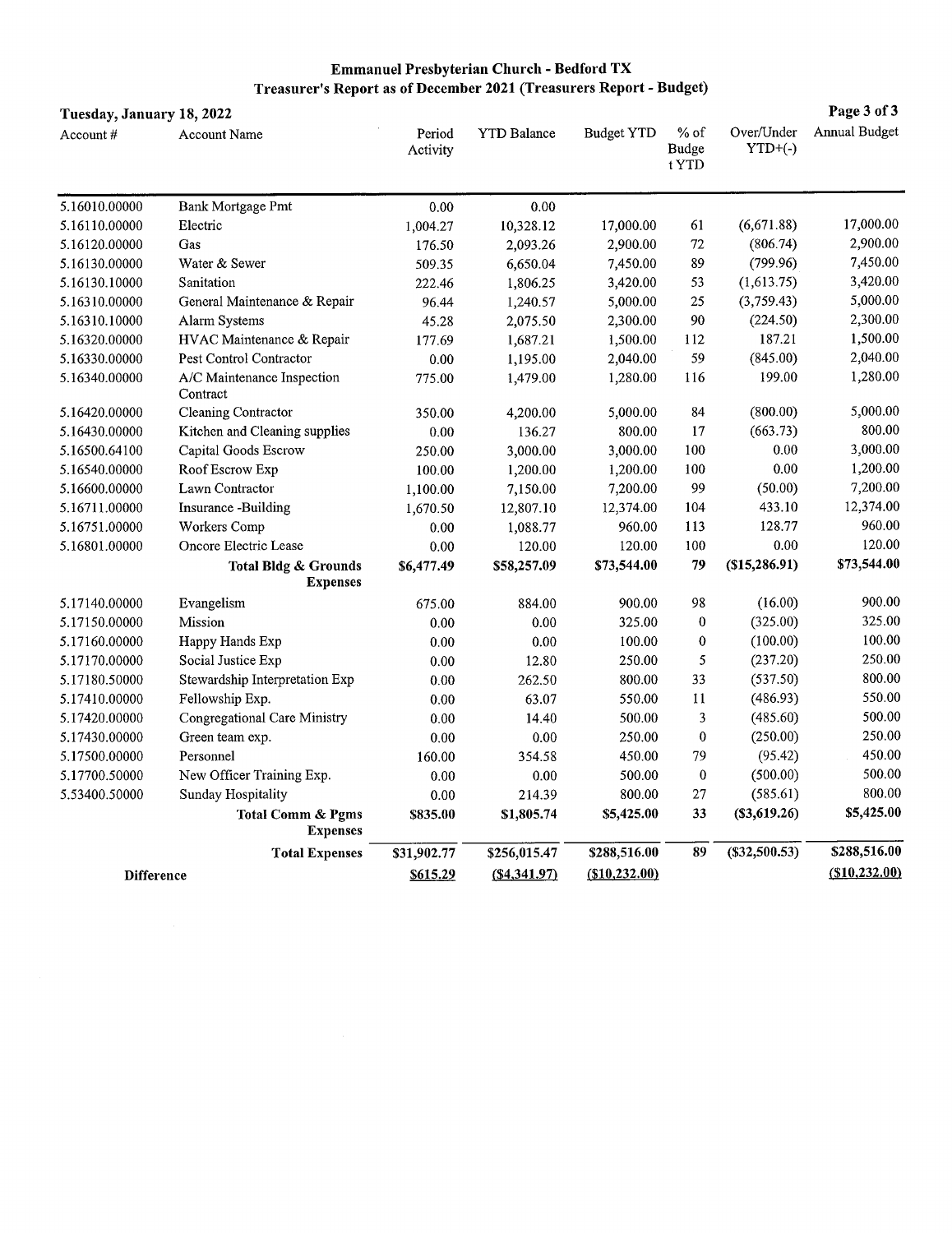# Emmanuel Presbyterian Church - Bedford TX

## Treasurer's Report as of December 2021 (Treasurers Report - Budget)

**Tuesday, January 18, 2022**

| Account # | Account Name | Period Activity | YTD Balance | Budget YTD | % of Budget YTD | Over/Under YTD+(-) | Annual Budget |
|---|---|---|---|---|---|---|---|
| 5.16010.00000 | Bank Mortgage Pmt | 0.00 | 0.00 | | | | |
| 5.16110.00000 | Electric | 1,004.27 | 10,328.12 | 17,000.00 | 61 | (6,671.88) | 17,000.00 |
| 5.16120.00000 | Gas | 176.50 | 2,093.26 | 2,900.00 | 72 | (806.74) | 2,900.00 |
| 5.16130.00000 | Water & Sewer | 509.35 | 6,650.04 | 7,450.00 | 89 | (799.96) | 7,450.00 |
| 5.16130.10000 | Sanitation | 222.46 | 1,806.25 | 3,420.00 | 53 | (1,613.75) | 3,420.00 |
| 5.16310.00000 | General Maintenance & Repair | 96.44 | 1,240.57 | 5,000.00 | 25 | (3,759.43) | 5,000.00 |
| 5.16310.10000 | Alarm Systems | 45.28 | 2,075.50 | 2,300.00 | 90 | (224.50) | 2,300.00 |
| 5.16320.00000 | HVAC Maintenance & Repair | 177.69 | 1,687.21 | 1,500.00 | 112 | 187.21 | 1,500.00 |
| 5.16330.00000 | Pest Control Contractor | 0.00 | 1,195.00 | 2,040.00 | 59 | (845.00) | 2,040.00 |
| 5.16340.00000 | A/C Maintenance Inspection Contract | 775.00 | 1,479.00 | 1,280.00 | 116 | 199.00 | 1,280.00 |
| 5.16420.00000 | Cleaning Contractor | 350.00 | 4,200.00 | 5,000.00 | 84 | (800.00) | 5,000.00 |
| 5.16430.00000 | Kitchen and Cleaning supplies | 0.00 | 136.27 | 800.00 | 17 | (663.73) | 800.00 |
| 5.16500.64100 | Capital Goods Escrow | 250.00 | 3,000.00 | 3,000.00 | 100 | 0.00 | 3,000.00 |
| 5.16540.00000 | Roof Escrow Exp | 100.00 | 1,200.00 | 1,200.00 | 100 | 0.00 | 1,200.00 |
| 5.16600.00000 | Lawn Contractor | 1,100.00 | 7,150.00 | 7,200.00 | 99 | (50.00) | 7,200.00 |
| 5.16711.00000 | Insurance -Building | 1,670.50 | 12,807.10 | 12,374.00 | 104 | 433.10 | 12,374.00 |
| 5.16751.00000 | Workers Comp | 0.00 | 1,088.77 | 960.00 | 113 | 128.77 | 960.00 |
| 5.16801.00000 | Oncore Electric Lease | 0.00 | 120.00 | 120.00 | 100 | 0.00 | 120.00 |
| | **Total Bldg & Grounds Expenses** | **$6,477.49** | **$58,257.09** | **$73,544.00** | **79** | **($15,286.91)** | **$73,544.00** |
| 5.17140.00000 | Evangelism | 675.00 | 884.00 | 900.00 | 98 | (16.00) | 900.00 |
| 5.17150.00000 | Mission | 0.00 | 0.00 | 325.00 | 0 | (325.00) | 325.00 |
| 5.17160.00000 | Happy Hands Exp | 0.00 | 0.00 | 100.00 | 0 | (100.00) | 100.00 |
| 5.17170.00000 | Social Justice Exp | 0.00 | 12.80 | 250.00 | 5 | (237.20) | 250.00 |
| 5.17180.50000 | Stewardship Interpretation Exp | 0.00 | 262.50 | 800.00 | 33 | (537.50) | 800.00 |
| 5.17410.00000 | Fellowship Exp. | 0.00 | 63.07 | 550.00 | 11 | (486.93) | 550.00 |
| 5.17420.00000 | Congregational Care Ministry | 0.00 | 14.40 | 500.00 | 3 | (485.60) | 500.00 |
| 5.17430.00000 | Green team exp. | 0.00 | 0.00 | 250.00 | 0 | (250.00) | 250.00 |
| 5.17500.00000 | Personnel | 160.00 | 354.58 | 450.00 | 79 | (95.42) | 450.00 |
| 5.17700.50000 | New Officer Training Exp. | 0.00 | 0.00 | 500.00 | 0 | (500.00) | 500.00 |
| 5.53400.50000 | Sunday Hospitality | 0.00 | 214.39 | 800.00 | 27 | (585.61) | 800.00 |
| | **Total Comm & Pgms Expenses** | **$835.00** | **$1,805.74** | **$5,425.00** | **33** | **($3,619.26)** | **$5,425.00** |
| | **Total Expenses** | **$31,902.77** | **$256,015.47** | **$288,516.00** | **89** | **($32,500.53)** | **$288,516.00** |
| **Difference** | | **$615.29** | **($4,341.97)** | **($10,232.00)** | | | **($10,232.00)** |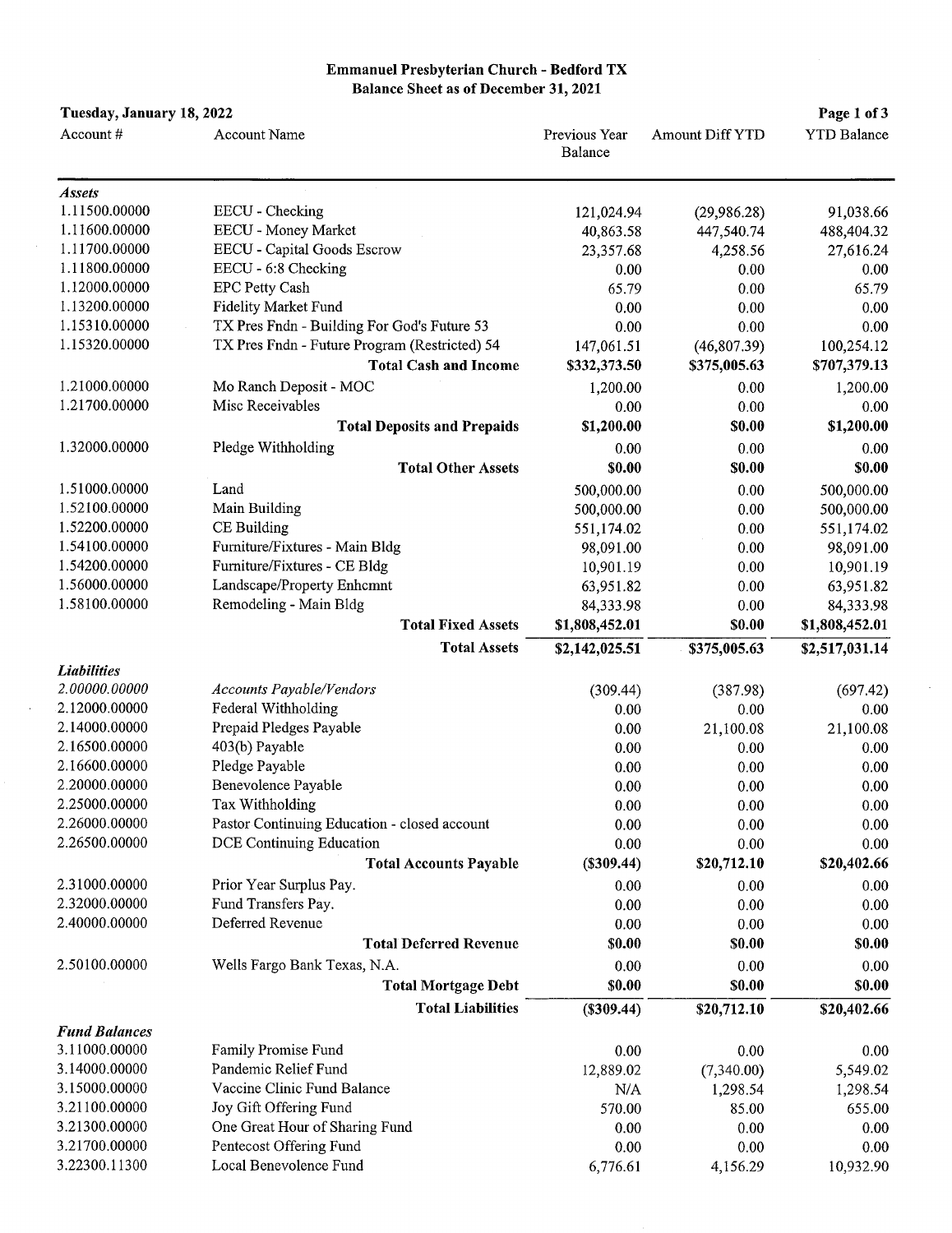# Emmanuel Presbyterian Church - Bedford TX

## Balance Sheet as of December 31, 2021

**Tuesday, January 18, 2022**

| Account # | Account Name | Previous Year Balance | Amount Diff YTD | YTD Balance |
|---|---|---|---|---|
| ***Assets*** | | | | |
| 1.11500.00000 | EECU - Checking | 121,024.94 | (29,986.28) | 91,038.66 |
| 1.11600.00000 | EECU - Money Market | 40,863.58 | 447,540.74 | 488,404.32 |
| 1.11700.00000 | EECU - Capital Goods Escrow | 23,357.68 | 4,258.56 | 27,616.24 |
| 1.11800.00000 | EECU - 6:8 Checking | 0.00 | 0.00 | 0.00 |
| 1.12000.00000 | EPC Petty Cash | 65.79 | 0.00 | 65.79 |
| 1.13200.00000 | Fidelity Market Fund | 0.00 | 0.00 | 0.00 |
| 1.15310.00000 | TX Pres Fndn - Building For God's Future 53 | 0.00 | 0.00 | 0.00 |
| 1.15320.00000 | TX Pres Fndn - Future Program (Restricted) 54 | 147,061.51 | (46,807.39) | 100,254.12 |
| | **Total Cash and Income** | **$332,373.50** | **$375,005.63** | **$707,379.13** |
| 1.21000.00000 | Mo Ranch Deposit - MOC | 1,200.00 | 0.00 | 1,200.00 |
| 1.21700.00000 | Misc Receivables | 0.00 | 0.00 | 0.00 |
| | **Total Deposits and Prepaids** | **$1,200.00** | **$0.00** | **$1,200.00** |
| 1.32000.00000 | Pledge Withholding | 0.00 | 0.00 | 0.00 |
| | **Total Other Assets** | **$0.00** | **$0.00** | **$0.00** |
| 1.51000.00000 | Land | 500,000.00 | 0.00 | 500,000.00 |
| 1.52100.00000 | Main Building | 500,000.00 | 0.00 | 500,000.00 |
| 1.52200.00000 | CE Building | 551,174.02 | 0.00 | 551,174.02 |
| 1.54100.00000 | Furniture/Fixtures - Main Bldg | 98,091.00 | 0.00 | 98,091.00 |
| 1.54200.00000 | Furniture/Fixtures - CE Bldg | 10,901.19 | 0.00 | 10,901.19 |
| 1.56000.00000 | Landscape/Property Enhcmnt | 63,951.82 | 0.00 | 63,951.82 |
| 1.58100.00000 | Remodeling - Main Bldg | 84,333.98 | 0.00 | 84,333.98 |
| | **Total Fixed Assets** | **$1,808,452.01** | **$0.00** | **$1,808,452.01** |
| | **Total Assets** | **$2,142,025.51** | **$375,005.63** | **$2,517,031.14** |
| ***Liabilities*** | | | | |
| *2.00000.00000* | *Accounts Payable/Vendors* | (309.44) | (387.98) | (697.42) |
| 2.12000.00000 | Federal Withholding | 0.00 | 0.00 | 0.00 |
| 2.14000.00000 | Prepaid Pledges Payable | 0.00 | 21,100.08 | 21,100.08 |
| 2.16500.00000 | 403(b) Payable | 0.00 | 0.00 | 0.00 |
| 2.16600.00000 | Pledge Payable | 0.00 | 0.00 | 0.00 |
| 2.20000.00000 | Benevolence Payable | 0.00 | 0.00 | 0.00 |
| 2.25000.00000 | Tax Withholding | 0.00 | 0.00 | 0.00 |
| 2.26000.00000 | Pastor Continuing Education - closed account | 0.00 | 0.00 | 0.00 |
| 2.26500.00000 | DCE Continuing Education | 0.00 | 0.00 | 0.00 |
| | **Total Accounts Payable** | **($309.44)** | **$20,712.10** | **$20,402.66** |
| 2.31000.00000 | Prior Year Surplus Pay. | 0.00 | 0.00 | 0.00 |
| 2.32000.00000 | Fund Transfers Pay. | 0.00 | 0.00 | 0.00 |
| 2.40000.00000 | Deferred Revenue | 0.00 | 0.00 | 0.00 |
| | **Total Deferred Revenue** | **$0.00** | **$0.00** | **$0.00** |
| 2.50100.00000 | Wells Fargo Bank Texas, N.A. | 0.00 | 0.00 | 0.00 |
| | **Total Mortgage Debt** | **$0.00** | **$0.00** | **$0.00** |
| | **Total Liabilities** | **($309.44)** | **$20,712.10** | **$20,402.66** |
| ***Fund Balances*** | | | | |
| 3.11000.00000 | Family Promise Fund | 0.00 | 0.00 | 0.00 |
| 3.14000.00000 | Pandemic Relief Fund | 12,889.02 | (7,340.00) | 5,549.02 |
| 3.15000.00000 | Vaccine Clinic Fund Balance | N/A | 1,298.54 | 1,298.54 |
| 3.21100.00000 | Joy Gift Offering Fund | 570.00 | 85.00 | 655.00 |
| 3.21300.00000 | One Great Hour of Sharing Fund | 0.00 | 0.00 | 0.00 |
| 3.21700.00000 | Pentecost Offering Fund | 0.00 | 0.00 | 0.00 |
| 3.22300.11300 | Local Benevolence Fund | 6,776.61 | 4,156.29 | 10,932.90 |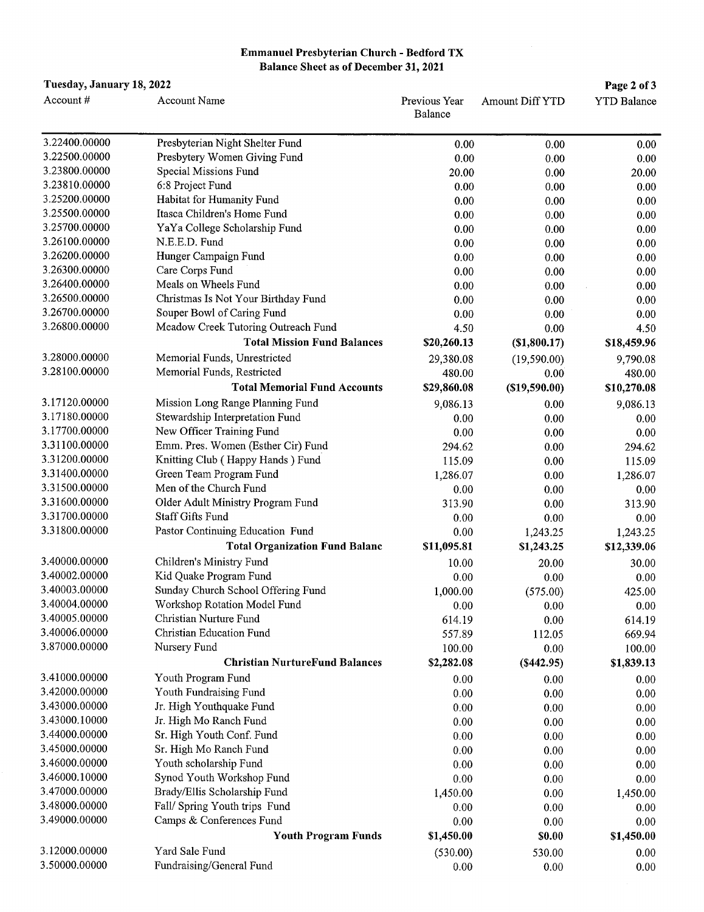# Emmanuel Presbyterian Church - Bedford TX
## Balance Sheet as of December 31, 2021

Tuesday, January 18, 2022

| Account # | Account Name | Previous Year Balance | Amount Diff YTD | YTD Balance |
|---|---|---|---|---|
| 3.22400.00000 | Presbyterian Night Shelter Fund | 0.00 | 0.00 | 0.00 |
| 3.22500.00000 | Presbytery Women Giving Fund | 0.00 | 0.00 | 0.00 |
| 3.23800.00000 | Special Missions Fund | 20.00 | 0.00 | 20.00 |
| 3.23810.00000 | 6:8 Project Fund | 0.00 | 0.00 | 0.00 |
| 3.25200.00000 | Habitat for Humanity Fund | 0.00 | 0.00 | 0.00 |
| 3.25500.00000 | Itasca Children's Home Fund | 0.00 | 0.00 | 0.00 |
| 3.25700.00000 | YaYa College Scholarship Fund | 0.00 | 0.00 | 0.00 |
| 3.26100.00000 | N.E.E.D. Fund | 0.00 | 0.00 | 0.00 |
| 3.26200.00000 | Hunger Campaign Fund | 0.00 | 0.00 | 0.00 |
| 3.26300.00000 | Care Corps Fund | 0.00 | 0.00 | 0.00 |
| 3.26400.00000 | Meals on Wheels Fund | 0.00 | 0.00 | 0.00 |
| 3.26500.00000 | Christmas Is Not Your Birthday Fund | 0.00 | 0.00 | 0.00 |
| 3.26700.00000 | Souper Bowl of Caring Fund | 0.00 | 0.00 | 0.00 |
| 3.26800.00000 | Meadow Creek Tutoring Outreach Fund | 4.50 | 0.00 | 4.50 |
| | **Total Mission Fund Balances** | **$20,260.13** | **($1,800.17)** | **$18,459.96** |
| 3.28000.00000 | Memorial Funds, Unrestricted | 29,380.08 | (19,590.00) | 9,790.08 |
| 3.28100.00000 | Memorial Funds, Restricted | 480.00 | 0.00 | 480.00 |
| | **Total Memorial Fund Accounts** | **$29,860.08** | **($19,590.00)** | **$10,270.08** |
| 3.17120.00000 | Mission Long Range Planning Fund | 9,086.13 | 0.00 | 9,086.13 |
| 3.17180.00000 | Stewardship Interpretation Fund | 0.00 | 0.00 | 0.00 |
| 3.17700.00000 | New Officer Training Fund | 0.00 | 0.00 | 0.00 |
| 3.31100.00000 | Emm. Pres. Women (Esther Cir) Fund | 294.62 | 0.00 | 294.62 |
| 3.31200.00000 | Knitting Club ( Happy Hands ) Fund | 115.09 | 0.00 | 115.09 |
| 3.31400.00000 | Green Team Program Fund | 1,286.07 | 0.00 | 1,286.07 |
| 3.31500.00000 | Men of the Church Fund | 0.00 | 0.00 | 0.00 |
| 3.31600.00000 | Older Adult Ministry Program Fund | 313.90 | 0.00 | 313.90 |
| 3.31700.00000 | Staff Gifts Fund | 0.00 | 0.00 | 0.00 |
| 3.31800.00000 | Pastor Continuing Education Fund | 0.00 | 1,243.25 | 1,243.25 |
| | **Total Organization Fund Balanc** | **$11,095.81** | **$1,243.25** | **$12,339.06** |
| 3.40000.00000 | Children's Ministry Fund | 10.00 | 20.00 | 30.00 |
| 3.40002.00000 | Kid Quake Program Fund | 0.00 | 0.00 | 0.00 |
| 3.40003.00000 | Sunday Church School Offering Fund | 1,000.00 | (575.00) | 425.00 |
| 3.40004.00000 | Workshop Rotation Model Fund | 0.00 | 0.00 | 0.00 |
| 3.40005.00000 | Christian Nurture Fund | 614.19 | 0.00 | 614.19 |
| 3.40006.00000 | Christian Education Fund | 557.89 | 112.05 | 669.94 |
| 3.87000.00000 | Nursery Fund | 100.00 | 0.00 | 100.00 |
| | **Christian NurtureFund Balances** | **$2,282.08** | **($442.95)** | **$1,839.13** |
| 3.41000.00000 | Youth Program Fund | 0.00 | 0.00 | 0.00 |
| 3.42000.00000 | Youth Fundraising Fund | 0.00 | 0.00 | 0.00 |
| 3.43000.00000 | Jr. High Youthquake Fund | 0.00 | 0.00 | 0.00 |
| 3.43000.10000 | Jr. High Mo Ranch Fund | 0.00 | 0.00 | 0.00 |
| 3.44000.00000 | Sr. High Youth Conf. Fund | 0.00 | 0.00 | 0.00 |
| 3.45000.00000 | Sr. High Mo Ranch Fund | 0.00 | 0.00 | 0.00 |
| 3.46000.00000 | Youth scholarship Fund | 0.00 | 0.00 | 0.00 |
| 3.46000.10000 | Synod Youth Workshop Fund | 0.00 | 0.00 | 0.00 |
| 3.47000.00000 | Brady/Ellis Scholarship Fund | 1,450.00 | 0.00 | 1,450.00 |
| 3.48000.00000 | Fall/ Spring Youth trips Fund | 0.00 | 0.00 | 0.00 |
| 3.49000.00000 | Camps & Conferences Fund | 0.00 | 0.00 | 0.00 |
| | **Youth Program Funds** | **$1,450.00** | **$0.00** | **$1,450.00** |
| 3.12000.00000 | Yard Sale Fund | (530.00) | 530.00 | 0.00 |
| 3.50000.00000 | Fundraising/General Fund | 0.00 | 0.00 | 0.00 |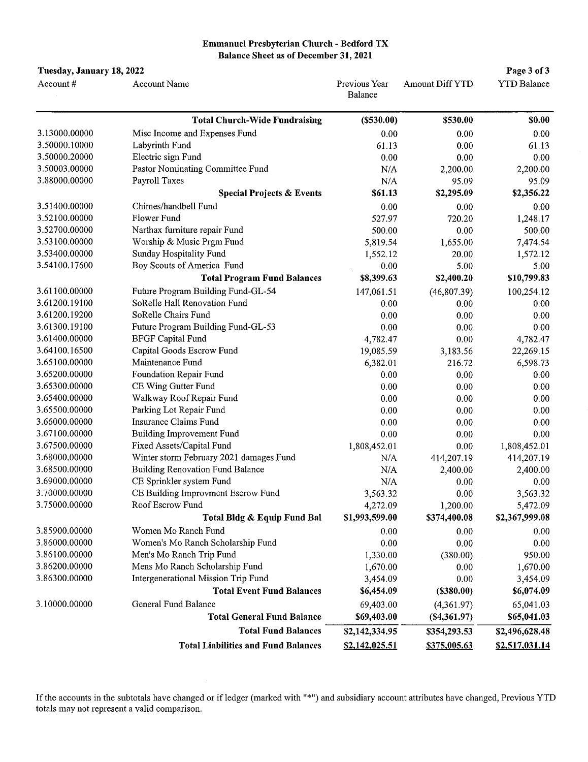**Emmanuel Presbyterian Church - Bedford TX**
**Balance Sheet as of December 31, 2021**

**Tuesday, January 18, 2022**

| Account # | Account Name | Previous Year Balance | Amount Diff YTD | YTD Balance |
|---|---|---|---|---|
| | **Total Church-Wide Fundraising** | **($530.00)** | **$530.00** | **$0.00** |
| 3.13000.00000 | Misc Income and Expenses Fund | 0.00 | 0.00 | 0.00 |
| 3.50000.10000 | Labyrinth Fund | 61.13 | 0.00 | 61.13 |
| 3.50000.20000 | Electric sign Fund | 0.00 | 0.00 | 0.00 |
| 3.50003.00000 | Pastor Nominating Committee Fund | N/A | 2,200.00 | 2,200.00 |
| 3.88000.00000 | Payroll Taxes | N/A | 95.09 | 95.09 |
| | **Special Projects & Events** | **$61.13** | **$2,295.09** | **$2,356.22** |
| 3.51400.00000 | Chimes/handbell Fund | 0.00 | 0.00 | 0.00 |
| 3.52100.00000 | Flower Fund | 527.97 | 720.20 | 1,248.17 |
| 3.52700.00000 | Narthax furniture repair Fund | 500.00 | 0.00 | 500.00 |
| 3.53100.00000 | Worship & Music Prgm Fund | 5,819.54 | 1,655.00 | 7,474.54 |
| 3.53400.00000 | Sunday Hospitality Fund | 1,552.12 | 20.00 | 1,572.12 |
| 3.54100.17600 | Boy Scouts of America Fund | 0.00 | 5.00 | 5.00 |
| | **Total Program Fund Balances** | **$8,399.63** | **$2,400.20** | **$10,799.83** |
| 3.61100.00000 | Future Program Building Fund-GL-54 | 147,061.51 | (46,807.39) | 100,254.12 |
| 3.61200.19100 | SoRelle Hall Renovation Fund | 0.00 | 0.00 | 0.00 |
| 3.61200.19200 | SoRelle Chairs Fund | 0.00 | 0.00 | 0.00 |
| 3.61300.19100 | Future Program Building Fund-GL-53 | 0.00 | 0.00 | 0.00 |
| 3.61400.00000 | BFGF Capital Fund | 4,782.47 | 0.00 | 4,782.47 |
| 3.64100.16500 | Capital Goods Escrow Fund | 19,085.59 | 3,183.56 | 22,269.15 |
| 3.65100.00000 | Maintenance Fund | 6,382.01 | 216.72 | 6,598.73 |
| 3.65200.00000 | Foundation Repair Fund | 0.00 | 0.00 | 0.00 |
| 3.65300.00000 | CE Wing Gutter Fund | 0.00 | 0.00 | 0.00 |
| 3.65400.00000 | Walkway Roof Repair Fund | 0.00 | 0.00 | 0.00 |
| 3.65500.00000 | Parking Lot Repair Fund | 0.00 | 0.00 | 0.00 |
| 3.66000.00000 | Insurance Claims Fund | 0.00 | 0.00 | 0.00 |
| 3.67100.00000 | Building Improvement Fund | 0.00 | 0.00 | 0.00 |
| 3.67500.00000 | Fixed Assets/Capital Fund | 1,808,452.01 | 0.00 | 1,808,452.01 |
| 3.68000.00000 | Winter storm February 2021 damages Fund | N/A | 414,207.19 | 414,207.19 |
| 3.68500.00000 | Building Renovation Fund Balance | N/A | 2,400.00 | 2,400.00 |
| 3.69000.00000 | CE Sprinkler system Fund | N/A | 0.00 | 0.00 |
| 3.70000.00000 | CE Building Improvment Escrow Fund | 3,563.32 | 0.00 | 3,563.32 |
| 3.75000.00000 | Roof Escrow Fund | 4,272.09 | 1,200.00 | 5,472.09 |
| | **Total Bldg & Equip Fund Bal** | **$1,993,599.00** | **$374,400.08** | **$2,367,999.08** |
| 3.85900.00000 | Women Mo Ranch Fund | 0.00 | 0.00 | 0.00 |
| 3.86000.00000 | Women's Mo Ranch Scholarship Fund | 0.00 | 0.00 | 0.00 |
| 3.86100.00000 | Men's Mo Ranch Trip Fund | 1,330.00 | (380.00) | 950.00 |
| 3.86200.00000 | Mens Mo Ranch Scholarship Fund | 1,670.00 | 0.00 | 1,670.00 |
| 3.86300.00000 | Intergenerational Mission Trip Fund | 3,454.09 | 0.00 | 3,454.09 |
| | **Total Event Fund Balances** | **$6,454.09** | **($380.00)** | **$6,074.09** |
| 3.10000.00000 | General Fund Balance | 69,403.00 | (4,361.97) | 65,041.03 |
| | **Total General Fund Balance** | **$69,403.00** | **($4,361.97)** | **$65,041.03** |
| | **Total Fund Balances** | **$2,142,334.95** | **$354,293.53** | **$2,496,628.48** |
| | **Total Liabilities and Fund Balances** | **$2,142,025.51** | **$375,005.63** | **$2,517,031.14** |

If the accounts in the subtotals have changed or if ledger (marked with "*") and subsidiary account attributes have changed, Previous YTD totals may not represent a valid comparison.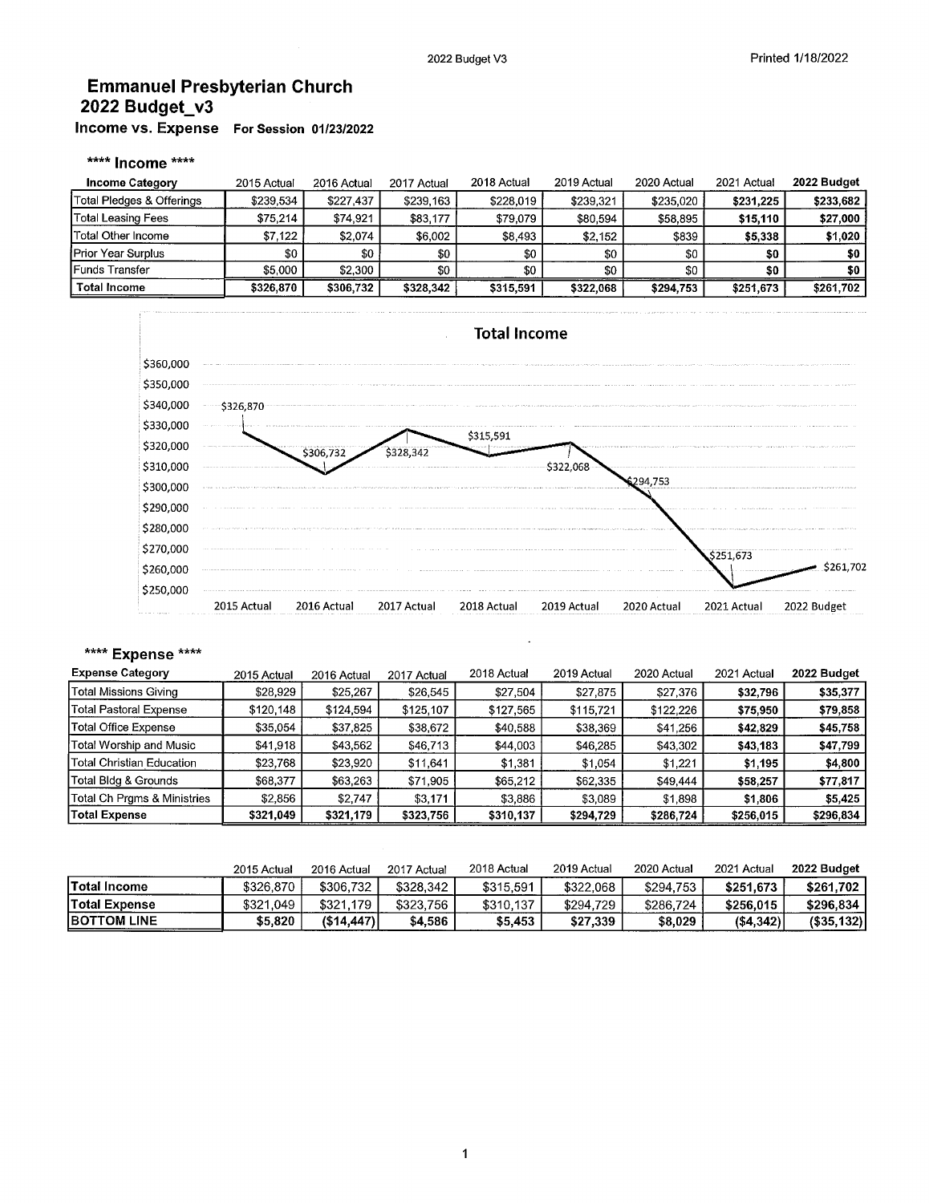# Emmanuel Presbyterian Church
## 2022 Budget_v3
### Income vs. Expense For Session 01/23/2022

#### **** Income ****

| Income Category | 2015 Actual | 2016 Actual | 2017 Actual | 2018 Actual | 2019 Actual | 2020 Actual | 2021 Actual | 2022 Budget |
|---|---|---|---|---|---|---|---|---|
| Total Pledges & Offerings | $239,534 | $227,437 | $239,163 | $228,019 | $239,321 | $235,020 | **$231,225** | **$233,682** |
| Total Leasing Fees | $75,214 | $74,921 | $83,177 | $79,079 | $80,594 | $58,895 | **$15,110** | **$27,000** |
| Total Other Income | $7,122 | $2,074 | $6,002 | $8,493 | $2,152 | $839 | **$5,338** | **$1,020** |
| Prior Year Surplus | $0 | $0 | $0 | $0 | $0 | $0 | **$0** | **$0** |
| Funds Transfer | $5,000 | $2,300 | $0 | $0 | $0 | $0 | **$0** | **$0** |
| **Total Income** | **$326,870** | **$306,732** | **$328,342** | **$315,591** | **$322,068** | **$294,753** | **$251,673** | **$261,702** |

Total Income

$360,000
$350,000
$340,000
$330,000
$320,000
$310,000
$300,000
$290,000
$280,000
$270,000
$260,000
$250,000

$326,870
$306,732
$328,342
$315,591
$322,068
$294,753
$251,673
$261,702

2015 Actual 2016 Actual 2017 Actual 2018 Actual 2019 Actual 2020 Actual 2021 Actual 2022 Budget

#### **** Expense ****

| Expense Category | 2015 Actual | 2016 Actual | 2017 Actual | 2018 Actual | 2019 Actual | 2020 Actual | 2021 Actual | 2022 Budget |
|---|---|---|---|---|---|---|---|---|
| Total Missions Giving | $28,929 | $25,267 | $26,545 | $27,504 | $27,875 | $27,376 | **$32,796** | **$35,377** |
| Total Pastoral Expense | $120,148 | $124,594 | $125,107 | $127,565 | $115,721 | $122,226 | **$75,950** | **$79,858** |
| Total Office Expense | $35,054 | $37,825 | $38,672 | $40,588 | $38,369 | $41,256 | **$42,829** | **$45,758** |
| Total Worship and Music | $41,918 | $43,562 | $46,713 | $44,003 | $46,285 | $43,302 | **$43,183** | **$47,799** |
| Total Christian Education | $23,768 | $23,920 | $11,641 | $1,381 | $1,054 | $1,221 | **$1,195** | **$4,800** |
| Total Bldg & Grounds | $68,377 | $63,263 | $71,905 | $65,212 | $62,335 | $49,444 | **$58,257** | **$77,817** |
| Total Ch Prgms & Ministries | $2,856 | $2,747 | $3,171 | $3,886 | $3,089 | $1,898 | **$1,806** | **$5,425** |
| **Total Expense** | **$321,049** | **$321,179** | **$323,756** | **$310,137** | **$294,729** | **$286,724** | **$256,015** | **$296,834** |

| | 2015 Actual | 2016 Actual | 2017 Actual | 2018 Actual | 2019 Actual | 2020 Actual | 2021 Actual | 2022 Budget |
|---|---|---|---|---|---|---|---|---|
| **Total Income** | $326,870 | $306,732 | $328,342 | $315,591 | $322,068 | $294,753 | **$251,673** | **$261,702** |
| **Total Expense** | $321,049 | $321,179 | $323,756 | $310,137 | $294,729 | $286,724 | **$256,015** | **$296,834** |
| **BOTTOM LINE** | **$5,820** | **($14,447)** | **$4,586** | **$5,453** | **$27,339** | **$8,029** | **($4,342)** | **($35,132)** |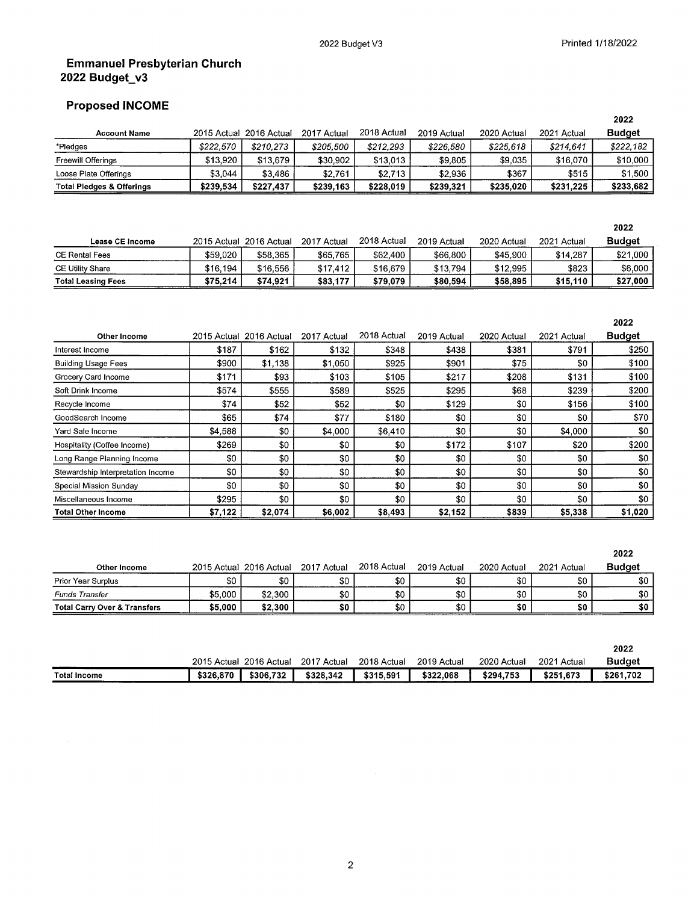## Emmanuel Presbyterian Church
## 2022 Budget_v3

### Proposed INCOME

| Account Name | 2015 Actual | 2016 Actual | 2017 Actual | 2018 Actual | 2019 Actual | 2020 Actual | 2021 Actual | 2022 Budget |
|---|---|---|---|---|---|---|---|---|
| *Pledges | *$222,570* | *$210,273* | *$205,500* | *$212,293* | *$226,580* | *$225,618* | *$214,641* | *$222,182* |
| Freewill Offerings | $13,920 | $13,679 | $30,902 | $13,013 | $9,805 | $9,035 | $16,070 | $10,000 |
| Loose Plate Offerings | $3,044 | $3,486 | $2,761 | $2,713 | $2,936 | $367 | $515 | $1,500 |
| **Total Pledges & Offerings** | **$239,534** | **$227,437** | **$239,163** | **$228,019** | **$239,321** | **$235,020** | **$231,225** | **$233,682** |

| Lease CE Income | 2015 Actual | 2016 Actual | 2017 Actual | 2018 Actual | 2019 Actual | 2020 Actual | 2021 Actual | 2022 Budget |
|---|---|---|---|---|---|---|---|---|
| CE Rental Fees | $59,020 | $58,365 | $65,765 | $62,400 | $66,800 | $45,900 | $14,287 | $21,000 |
| CE Utility Share | $16,194 | $16,556 | $17,412 | $16,679 | $13,794 | $12,995 | $823 | $6,000 |
| **Total Leasing Fees** | **$75,214** | **$74,921** | **$83,177** | **$79,079** | **$80,594** | **$58,895** | **$15,110** | **$27,000** |

| Other Income | 2015 Actual | 2016 Actual | 2017 Actual | 2018 Actual | 2019 Actual | 2020 Actual | 2021 Actual | 2022 Budget |
|---|---|---|---|---|---|---|---|---|
| Interest Income | $187 | $162 | $132 | $348 | $438 | $381 | $791 | $250 |
| Building Usage Fees | $900 | $1,138 | $1,050 | $925 | $901 | $75 | $0 | $100 |
| Grocery Card Income | $171 | $93 | $103 | $105 | $217 | $208 | $131 | $100 |
| Soft Drink Income | $574 | $555 | $589 | $525 | $295 | $68 | $239 | $200 |
| Recycle Income | $74 | $52 | $52 | $0 | $129 | $0 | $156 | $100 |
| GoodSearch Income | $65 | $74 | $77 | $180 | $0 | $0 | $0 | $70 |
| Yard Sale Income | $4,588 | $0 | $4,000 | $6,410 | $0 | $0 | $4,000 | $0 |
| Hospitality (Coffee Income) | $269 | $0 | $0 | $0 | $172 | $107 | $20 | $200 |
| Long Range Planning Income | $0 | $0 | $0 | $0 | $0 | $0 | $0 | $0 |
| Stewardship Interpretation Income | $0 | $0 | $0 | $0 | $0 | $0 | $0 | $0 |
| Special Mission Sunday | $0 | $0 | $0 | $0 | $0 | $0 | $0 | $0 |
| Miscellaneous Income | $295 | $0 | $0 | $0 | $0 | $0 | $0 | $0 |
| **Total Other Income** | **$7,122** | **$2,074** | **$6,002** | **$8,493** | **$2,152** | **$839** | **$5,338** | **$1,020** |

| Other Income | 2015 Actual | 2016 Actual | 2017 Actual | 2018 Actual | 2019 Actual | 2020 Actual | 2021 Actual | 2022 Budget |
|---|---|---|---|---|---|---|---|---|
| Prior Year Surplus | $0 | $0 | $0 | $0 | $0 | $0 | $0 | $0 |
| *Funds Transfer* | $5,000 | $2,300 | $0 | $0 | $0 | $0 | $0 | $0 |
| **Total Carry Over & Transfers** | **$5,000** | **$2,300** | **$0** | $0 | $0 | **$0** | **$0** | **$0** |

| | 2015 Actual | 2016 Actual | 2017 Actual | 2018 Actual | 2019 Actual | 2020 Actual | 2021 Actual | 2022 Budget |
|---|---|---|---|---|---|---|---|---|
| **Total Income** | **$326,870** | **$306,732** | **$328,342** | **$315,591** | **$322,068** | **$294,753** | **$251,673** | **$261,702** |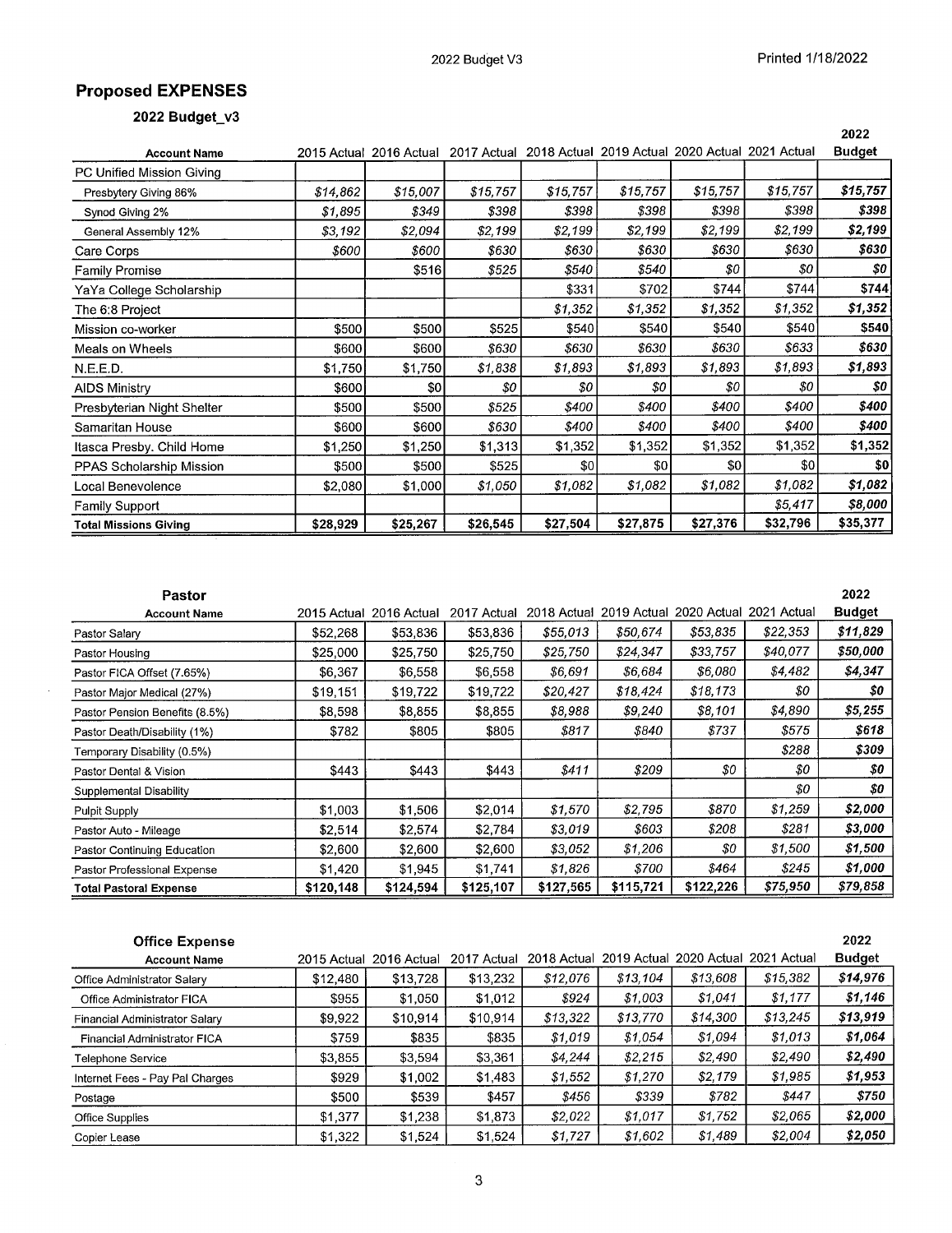## Proposed EXPENSES

### 2022 Budget_v3

| Account Name | 2015 Actual | 2016 Actual | 2017 Actual | 2018 Actual | 2019 Actual | 2020 Actual | 2021 Actual | 2022 Budget |
|---|---|---|---|---|---|---|---|---|
| PC Unified Mission Giving | | | | | | | | |
| Presbytery Giving 86% | $14,862 | $15,007 | $15,757 | $15,757 | $15,757 | $15,757 | $15,757 | $15,757 |
| Synod Giving 2% | $1,895 | $349 | $398 | $398 | $398 | $398 | $398 | $398 |
| General Assembly 12% | $3,192 | $2,094 | $2,199 | $2,199 | $2,199 | $2,199 | $2,199 | $2,199 |
| Care Corps | $600 | $600 | $630 | $630 | $630 | $630 | $630 | $630 |
| Family Promise | | $516 | $525 | $540 | $540 | $0 | $0 | $0 |
| YaYa College Scholarship | | | | $331 | $702 | $744 | $744 | $744 |
| The 6:8 Project | | | | $1,352 | $1,352 | $1,352 | $1,352 | $1,352 |
| Mission co-worker | $500 | $500 | $525 | $540 | $540 | $540 | $540 | $540 |
| Meals on Wheels | $600 | $600 | $630 | $630 | $630 | $630 | $633 | $630 |
| N.E.E.D. | $1,750 | $1,750 | $1,838 | $1,893 | $1,893 | $1,893 | $1,893 | $1,893 |
| AIDS Ministry | $600 | $0 | $0 | $0 | $0 | $0 | $0 | $0 |
| Presbyterian Night Shelter | $500 | $500 | $525 | $400 | $400 | $400 | $400 | $400 |
| Samaritan House | $600 | $600 | $630 | $400 | $400 | $400 | $400 | $400 |
| Itasca Presby. Child Home | $1,250 | $1,250 | $1,313 | $1,352 | $1,352 | $1,352 | $1,352 | $1,352 |
| PPAS Scholarship Mission | $500 | $500 | $525 | $0 | $0 | $0 | $0 | $0 |
| Local Benevolence | $2,080 | $1,000 | $1,050 | $1,082 | $1,082 | $1,082 | $1,082 | $1,082 |
| Family Support | | | | | | | $5,417 | $8,000 |
| **Total Missions Giving** | **$28,929** | **$25,267** | **$26,545** | **$27,504** | **$27,875** | **$27,376** | **$32,796** | **$35,377** |

### Pastor

| Account Name | 2015 Actual | 2016 Actual | 2017 Actual | 2018 Actual | 2019 Actual | 2020 Actual | 2021 Actual | 2022 Budget |
|---|---|---|---|---|---|---|---|---|
| Pastor Salary | $52,268 | $53,836 | $53,836 | $55,013 | $50,674 | $53,835 | $22,353 | $11,829 |
| Pastor Housing | $25,000 | $25,750 | $25,750 | $25,750 | $24,347 | $33,757 | $40,077 | $50,000 |
| Pastor FICA Offset (7.65%) | $6,367 | $6,558 | $6,558 | $6,691 | $6,684 | $6,080 | $4,482 | $4,347 |
| Pastor Major Medical (27%) | $19,151 | $19,722 | $19,722 | $20,427 | $18,424 | $18,173 | $0 | $0 |
| Pastor Pension Benefits (8.5%) | $8,598 | $8,855 | $8,855 | $8,988 | $9,240 | $8,101 | $4,890 | $5,255 |
| Pastor Death/Disability (1%) | $782 | $805 | $805 | $817 | $840 | $737 | $575 | $618 |
| Temporary Disability (0.5%) | | | | | | | $288 | $309 |
| Pastor Dental & Vision | $443 | $443 | $443 | $411 | $209 | $0 | $0 | $0 |
| Supplemental Disability | | | | | | | $0 | $0 |
| Pulpit Supply | $1,003 | $1,506 | $2,014 | $1,570 | $2,795 | $870 | $1,259 | $2,000 |
| Pastor Auto - Mileage | $2,514 | $2,574 | $2,784 | $3,019 | $603 | $208 | $281 | $3,000 |
| Pastor Continuing Education | $2,600 | $2,600 | $2,600 | $3,052 | $1,206 | $0 | $1,500 | $1,500 |
| Pastor Professional Expense | $1,420 | $1,945 | $1,741 | $1,826 | $700 | $464 | $245 | $1,000 |
| **Total Pastoral Expense** | **$120,148** | **$124,594** | **$125,107** | **$127,565** | **$115,721** | **$122,226** | **$75,950** | **$79,858** |

### Office Expense

| Account Name | 2015 Actual | 2016 Actual | 2017 Actual | 2018 Actual | 2019 Actual | 2020 Actual | 2021 Actual | 2022 Budget |
|---|---|---|---|---|---|---|---|---|
| Office Administrator Salary | $12,480 | $13,728 | $13,232 | $12,076 | $13,104 | $13,608 | $15,382 | $14,976 |
| Office Administrator FICA | $955 | $1,050 | $1,012 | $924 | $1,003 | $1,041 | $1,177 | $1,146 |
| Financial Administrator Salary | $9,922 | $10,914 | $10,914 | $13,322 | $13,770 | $14,300 | $13,245 | $13,919 |
| Financial Administrator FICA | $759 | $835 | $835 | $1,019 | $1,054 | $1,094 | $1,013 | $1,064 |
| Telephone Service | $3,855 | $3,594 | $3,361 | $4,244 | $2,215 | $2,490 | $2,490 | $2,490 |
| Internet Fees - Pay Pal Charges | $929 | $1,002 | $1,483 | $1,552 | $1,270 | $2,179 | $1,985 | $1,953 |
| Postage | $500 | $539 | $457 | $456 | $339 | $782 | $447 | $750 |
| Office Supplies | $1,377 | $1,238 | $1,873 | $2,022 | $1,017 | $1,752 | $2,065 | $2,000 |
| Copier Lease | $1,322 | $1,524 | $1,524 | $1,727 | $1,602 | $1,489 | $2,004 | $2,050 |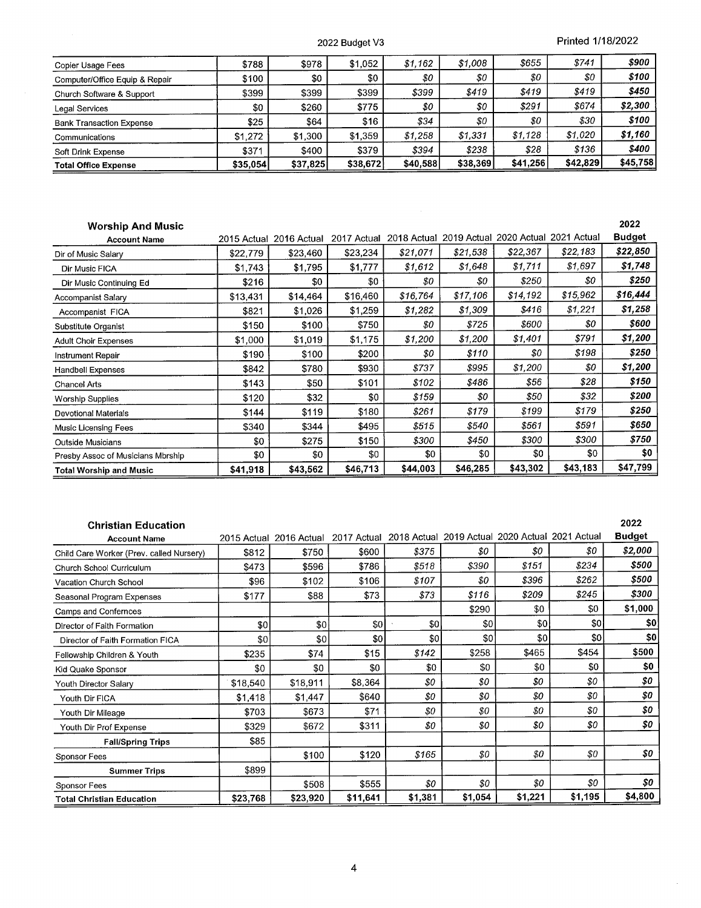| | | | | | | | | |
|---|---|---|---|---|---|---|---|---|
| Copier Usage Fees | $788 | $978 | $1,052 | $1,162 | $1,008 | $655 | $741 | $900 |
| Computer/Office Equip & Repair | $100 | $0 | $0 | $0 | $0 | $0 | $0 | $100 |
| Church Software & Support | $399 | $399 | $399 | $399 | $419 | $419 | $419 | $450 |
| Legal Services | $0 | $260 | $775 | $0 | $0 | $291 | $674 | $2,300 |
| Bank Transaction Expense | $25 | $64 | $16 | $34 | $0 | $0 | $30 | $100 |
| Communications | $1,272 | $1,300 | $1,359 | $1,258 | $1,331 | $1,128 | $1,020 | $1,160 |
| Soft Drink Expense | $371 | $400 | $379 | $394 | $238 | $28 | $136 | $400 |
| **Total Office Expense** | $35,054 | $37,825 | $38,672 | $40,588 | $38,369 | $41,256 | $42,829 | $45,758 |

### Worship And Music

| Account Name | 2015 Actual | 2016 Actual | 2017 Actual | 2018 Actual | 2019 Actual | 2020 Actual | 2021 Actual | 2022 Budget |
|---|---|---|---|---|---|---|---|---|
| Dir of Music Salary | $22,779 | $23,460 | $23,234 | $21,071 | $21,538 | $22,367 | $22,183 | $22,850 |
| Dir Music FICA | $1,743 | $1,795 | $1,777 | $1,612 | $1,648 | $1,711 | $1,697 | $1,748 |
| Dir Music Continuing Ed | $216 | $0 | $0 | $0 | $0 | $250 | $0 | $250 |
| Accompanist Salary | $13,431 | $14,464 | $16,460 | $16,764 | $17,106 | $14,192 | $15,962 | $16,444 |
| Accompanist FICA | $821 | $1,026 | $1,259 | $1,282 | $1,309 | $416 | $1,221 | $1,258 |
| Substitute Organist | $150 | $100 | $750 | $0 | $725 | $600 | $0 | $600 |
| Adult Choir Expenses | $1,000 | $1,019 | $1,175 | $1,200 | $1,200 | $1,401 | $791 | $1,200 |
| Instrument Repair | $190 | $100 | $200 | $0 | $110 | $0 | $198 | $250 |
| Handbell Expenses | $842 | $780 | $930 | $737 | $995 | $1,200 | $0 | $1,200 |
| Chancel Arts | $143 | $50 | $101 | $102 | $486 | $56 | $28 | $150 |
| Worship Supplies | $120 | $32 | $0 | $159 | $0 | $50 | $32 | $200 |
| Devotional Materials | $144 | $119 | $180 | $261 | $179 | $199 | $179 | $250 |
| Music Licensing Fees | $340 | $344 | $495 | $515 | $540 | $561 | $591 | $650 |
| Outside Musicians | $0 | $275 | $150 | $300 | $450 | $300 | $300 | $750 |
| Presby Assoc of Musicians Mbrship | $0 | $0 | $0 | $0 | $0 | $0 | $0 | $0 |
| **Total Worship and Music** | $41,918 | $43,562 | $46,713 | $44,003 | $46,285 | $43,302 | $43,183 | $47,799 |

### Christian Education

| Account Name | 2015 Actual | 2016 Actual | 2017 Actual | 2018 Actual | 2019 Actual | 2020 Actual | 2021 Actual | 2022 Budget |
|---|---|---|---|---|---|---|---|---|
| Child Care Worker (Prev. called Nursery) | $812 | $750 | $600 | $375 | $0 | $0 | $0 | $2,000 |
| Church School Curriculum | $473 | $596 | $786 | $518 | $390 | $151 | $234 | $500 |
| Vacation Church School | $96 | $102 | $106 | $107 | $0 | $396 | $262 | $500 |
| Seasonal Program Expenses | $177 | $88 | $73 | $73 | $116 | $209 | $245 | $300 |
| Camps and Confernces | | | | | $290 | $0 | $0 | $1,000 |
| Director of Faith Formation | $0 | $0 | $0 | $0 | $0 | $0 | $0 | $0 |
| Director of Faith Formation FICA | $0 | $0 | $0 | $0 | $0 | $0 | $0 | $0 |
| Fellowship Children & Youth | $235 | $74 | $15 | $142 | $258 | $465 | $454 | $500 |
| Kid Quake Sponsor | $0 | $0 | $0 | $0 | $0 | $0 | $0 | $0 |
| Youth Director Salary | $18,540 | $18,911 | $8,364 | $0 | $0 | $0 | $0 | $0 |
| Youth Dir FICA | $1,418 | $1,447 | $640 | $0 | $0 | $0 | $0 | $0 |
| Youth Dir Mileage | $703 | $673 | $71 | $0 | $0 | $0 | $0 | $0 |
| Youth Dir Prof Expense | $329 | $672 | $311 | $0 | $0 | $0 | $0 | $0 |
| **Fall/Spring Trips** | $85 | | | | | | | |
| Sponsor Fees | | $100 | $120 | $165 | $0 | $0 | $0 | $0 |
| **Summer Trips** | $899 | | | | | | | |
| Sponsor Fees | | $508 | $555 | $0 | $0 | $0 | $0 | $0 |
| **Total Christian Education** | $23,768 | $23,920 | $11,641 | $1,381 | $1,054 | $1,221 | $1,195 | $4,800 |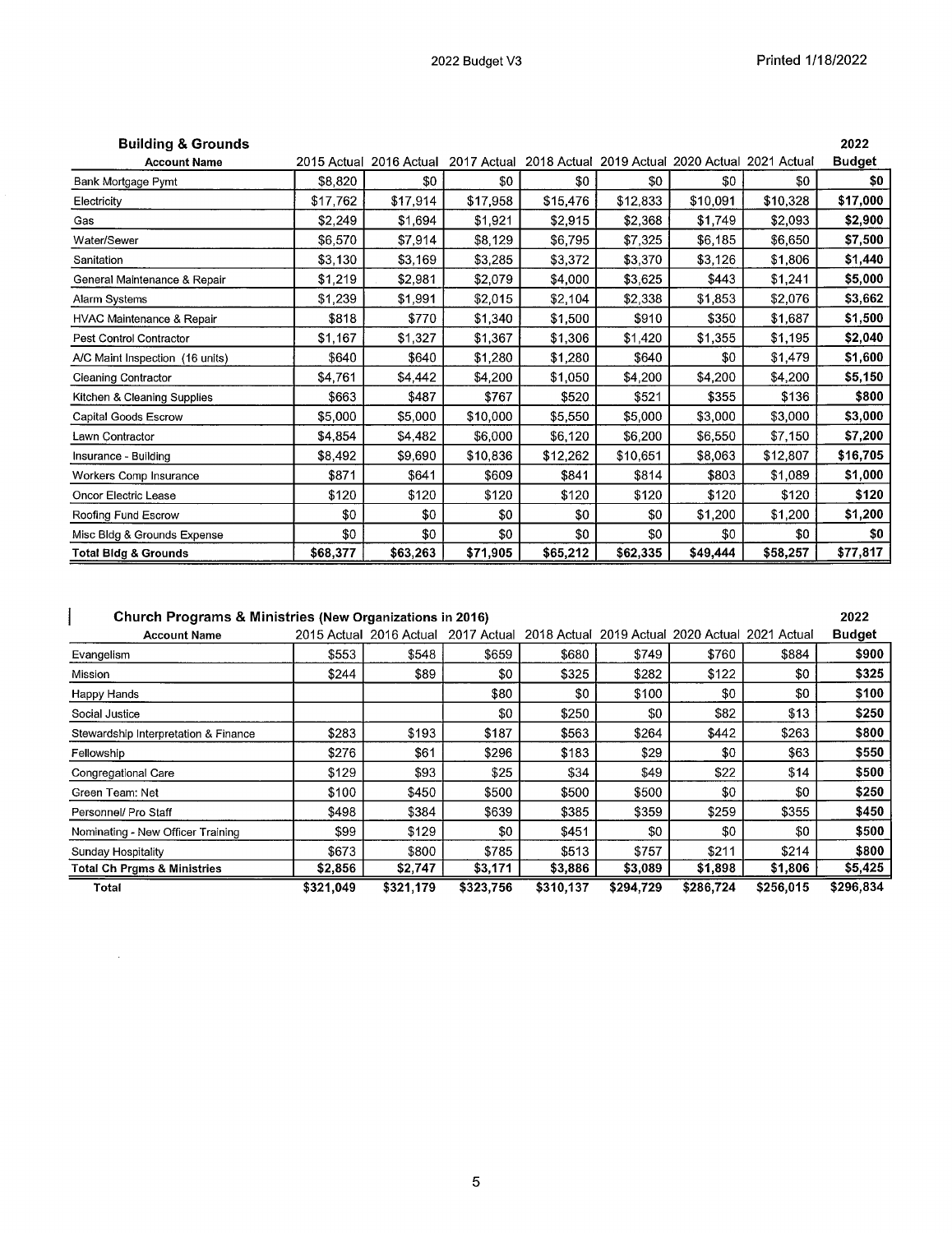### Building & Grounds

| Account Name | 2015 Actual | 2016 Actual | 2017 Actual | 2018 Actual | 2019 Actual | 2020 Actual | 2021 Actual | 2022 Budget |
|---|---|---|---|---|---|---|---|---|
| Bank Mortgage Pymt | $8,820 | $0 | $0 | $0 | $0 | $0 | $0 | **$0** |
| Electricity | $17,762 | $17,914 | $17,958 | $15,476 | $12,833 | $10,091 | $10,328 | **$17,000** |
| Gas | $2,249 | $1,694 | $1,921 | $2,915 | $2,368 | $1,749 | $2,093 | **$2,900** |
| Water/Sewer | $6,570 | $7,914 | $8,129 | $6,795 | $7,325 | $6,185 | $6,650 | **$7,500** |
| Sanitation | $3,130 | $3,169 | $3,285 | $3,372 | $3,370 | $3,126 | $1,806 | **$1,440** |
| General Maintenance & Repair | $1,219 | $2,981 | $2,079 | $4,000 | $3,625 | $443 | $1,241 | **$5,000** |
| Alarm Systems | $1,239 | $1,991 | $2,015 | $2,104 | $2,338 | $1,853 | $2,076 | **$3,662** |
| HVAC Maintenance & Repair | $818 | $770 | $1,340 | $1,500 | $910 | $350 | $1,687 | **$1,500** |
| Pest Control Contractor | $1,167 | $1,327 | $1,367 | $1,306 | $1,420 | $1,355 | $1,195 | **$2,040** |
| A/C Maint Inspection (16 units) | $640 | $640 | $1,280 | $1,280 | $640 | $0 | $1,479 | **$1,600** |
| Cleaning Contractor | $4,761 | $4,442 | $4,200 | $1,050 | $4,200 | $4,200 | $4,200 | **$5,150** |
| Kitchen & Cleaning Supplies | $663 | $487 | $767 | $520 | $521 | $355 | $136 | **$800** |
| Capital Goods Escrow | $5,000 | $5,000 | $10,000 | $5,550 | $5,000 | $3,000 | $3,000 | **$3,000** |
| Lawn Contractor | $4,854 | $4,482 | $6,000 | $6,120 | $6,200 | $6,550 | $7,150 | **$7,200** |
| Insurance - Building | $8,492 | $9,690 | $10,836 | $12,262 | $10,651 | $8,063 | $12,807 | **$16,705** |
| Workers Comp Insurance | $871 | $641 | $609 | $841 | $814 | $803 | $1,089 | **$1,000** |
| Oncor Electric Lease | $120 | $120 | $120 | $120 | $120 | $120 | $120 | **$120** |
| Roofing Fund Escrow | $0 | $0 | $0 | $0 | $0 | $1,200 | $1,200 | **$1,200** |
| Misc Bldg & Grounds Expense | $0 | $0 | $0 | $0 | $0 | $0 | $0 | **$0** |
| **Total Bldg & Grounds** | **$68,377** | **$63,263** | **$71,905** | **$65,212** | **$62,335** | **$49,444** | **$58,257** | **$77,817** |

### Church Programs & Ministries (New Organizations in 2016)

| Account Name | 2015 Actual | 2016 Actual | 2017 Actual | 2018 Actual | 2019 Actual | 2020 Actual | 2021 Actual | 2022 Budget |
|---|---|---|---|---|---|---|---|---|
| Evangelism | $553 | $548 | $659 | $680 | $749 | $760 | $884 | **$900** |
| Mission | $244 | $89 | $0 | $325 | $282 | $122 | $0 | **$325** |
| Happy Hands | | | $80 | $0 | $100 | $0 | $0 | **$100** |
| Social Justice | | | $0 | $250 | $0 | $82 | $13 | **$250** |
| Stewardship Interpretation & Finance | $283 | $193 | $187 | $563 | $264 | $442 | $263 | **$800** |
| Fellowship | $276 | $61 | $296 | $183 | $29 | $0 | $63 | **$550** |
| Congregational Care | $129 | $93 | $25 | $34 | $49 | $22 | $14 | **$500** |
| Green Team: Net | $100 | $450 | $500 | $500 | $500 | $0 | $0 | **$250** |
| Personnel/ Pro Staff | $498 | $384 | $639 | $385 | $359 | $259 | $355 | **$450** |
| Nominating - New Officer Training | $99 | $129 | $0 | $451 | $0 | $0 | $0 | **$500** |
| Sunday Hospitality | $673 | $800 | $785 | $513 | $757 | $211 | $214 | **$800** |
| **Total Ch Prgms & Ministries** | **$2,856** | **$2,747** | **$3,171** | **$3,886** | **$3,089** | **$1,898** | **$1,806** | **$5,425** |
| **Total** | **$321,049** | **$321,179** | **$323,756** | **$310,137** | **$294,729** | **$286,724** | **$256,015** | **$296,834** |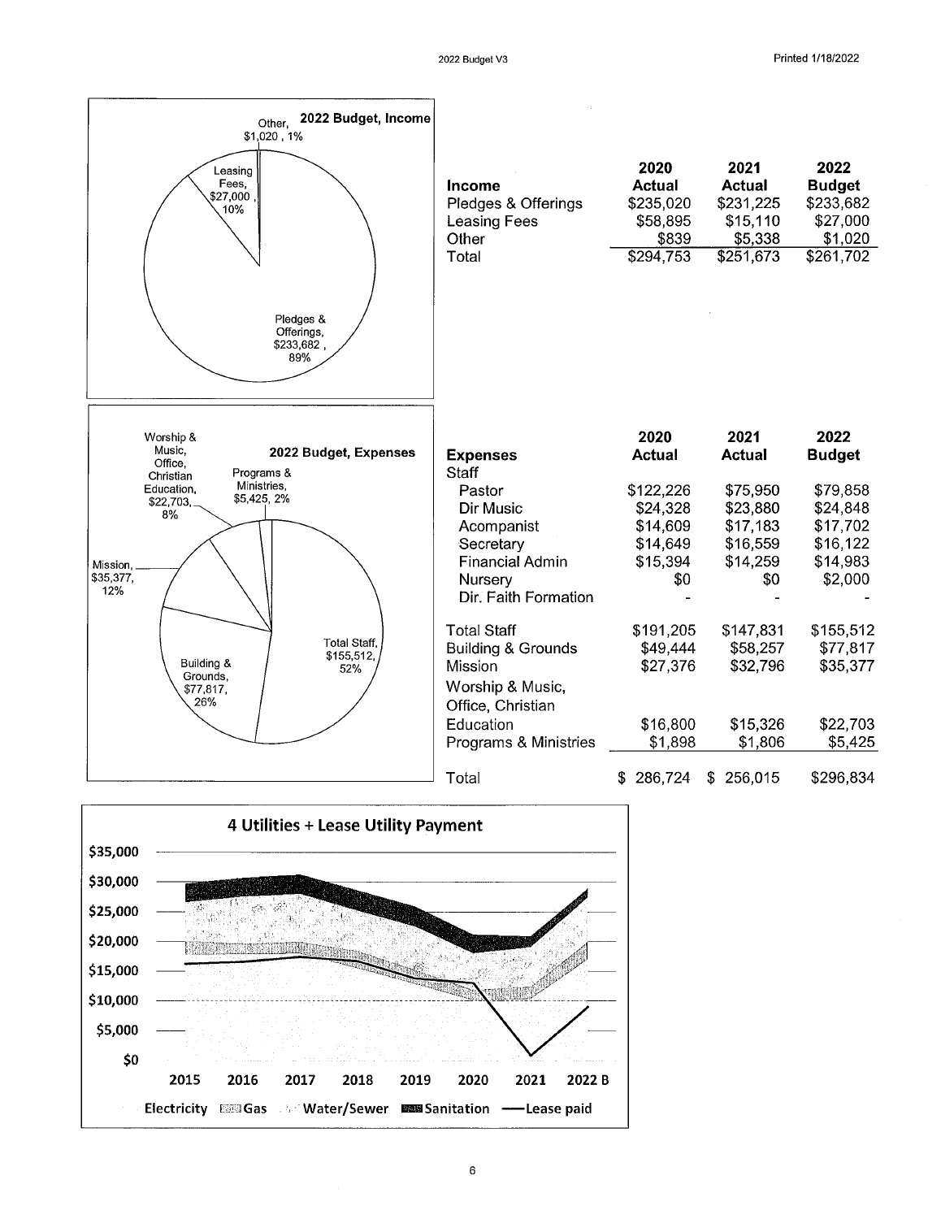2022 Budget, Income

Other, $1,020 , 1%

Leasing Fees, $27,000 , 10%

Pledges & Offerings, $233,682 , 89%

| Income | 2020 Actual | 2021 Actual | 2022 Budget |
|---|---|---|---|
| Pledges & Offerings | $235,020 | $231,225 | $233,682 |
| Leasing Fees | $58,895 | $15,110 | $27,000 |
| Other | $839 | $5,338 | $1,020 |
| Total | $294,753 | $251,673 | $261,702 |

2022 Budget, Expenses

Worship & Music, Office, Christian Education, $22,703, 8%

Programs & Ministries, $5,425, 2%

Mission, $35,377, 12%

Total Staff, $155,512, 52%

Building & Grounds, $77,817, 26%

| Expenses | 2020 Actual | 2021 Actual | 2022 Budget |
|---|---|---|---|
| Staff | | | |
| Pastor | $122,226 | $75,950 | $79,858 |
| Dir Music | $24,328 | $23,880 | $24,848 |
| Acompanist | $14,609 | $17,183 | $17,702 |
| Secretary | $14,649 | $16,559 | $16,122 |
| Financial Admin | $15,394 | $14,259 | $14,983 |
| Nursery | $0 | $0 | $2,000 |
| Dir. Faith Formation | - | - | - |
| Total Staff | $191,205 | $147,831 | $155,512 |
| Building & Grounds | $49,444 | $58,257 | $77,817 |
| Mission | $27,376 | $32,796 | $35,377 |
| Worship & Music, Office, Christian Education | $16,800 | $15,326 | $22,703 |
| Programs & Ministries | $1,898 | $1,806 | $5,425 |
| Total | $ 286,724 | $ 256,015 | $296,834 |

4 Utilities + Lease Utility Payment

$35,000
$30,000
$25,000
$20,000
$15,000
$10,000
$5,000
$0

2015 2016 2017 2018 2019 2020 2021 2022 B

Electricity Gas Water/Sewer Sanitation Lease paid